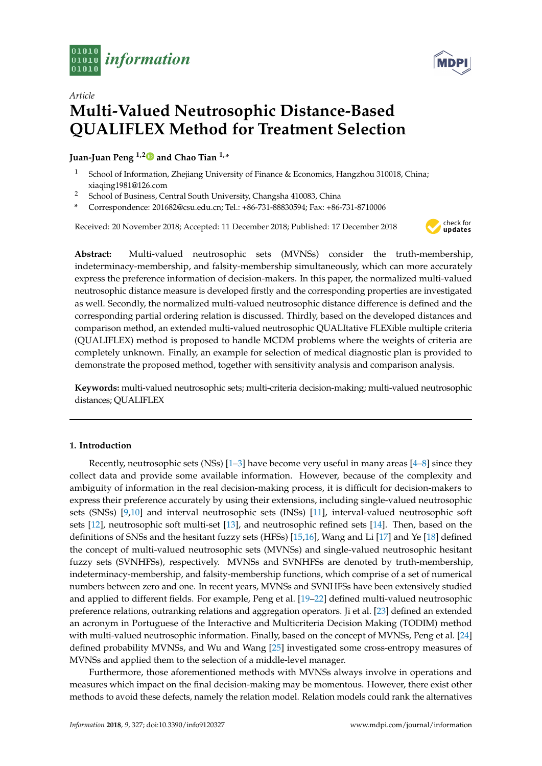Article

# Multi-Valued Neutrosophic Distance-Based QUALIFLEX Method for Treatment Selection

**Juan-Juan Peng [1,2] and Chao Tian [1,*]**

[1] School of Information, Zhejiang University of Finance & Economics, Hangzhou 310018, China; xiaqing1981@126.com

[2] School of Business, Central South University, Changsha 410083, China

* Correspondence: 201682@csu.edu.cn; Tel.: +86-731-88830594; Fax: +86-731-8710006

Received: 20 November 2018; Accepted: 11 December 2018; Published: 17 December 2018

**Abstract:** Multi-valued neutrosophic sets (MVNSs) consider the truth-membership, indeterminacy-membership, and falsity-membership simultaneously, which can more accurately express the preference information of decision-makers. In this paper, the normalized multi-valued neutrosophic distance measure is developed firstly and the corresponding properties are investigated as well. Secondly, the normalized multi-valued neutrosophic distance difference is defined and the corresponding partial ordering relation is discussed. Thirdly, based on the developed distances and comparison method, an extended multi-valued neutrosophic QUALItative FLEXible multiple criteria (QUALIFLEX) method is proposed to handle MCDM problems where the weights of criteria are completely unknown. Finally, an example for selection of medical diagnostic plan is provided to demonstrate the proposed method, together with sensitivity analysis and comparison analysis.

**Keywords:** multi-valued neutrosophic sets; multi-criteria decision-making; multi-valued neutrosophic distances; QUALIFLEX

## 1. Introduction

Recently, neutrosophic sets (NSs) [1–3] have become very useful in many areas [4–8] since they collect data and provide some available information. However, because of the complexity and ambiguity of information in the real decision-making process, it is difficult for decision-makers to express their preference accurately by using their extensions, including single-valued neutrosophic sets (SNSs) [9,10] and interval neutrosophic sets (INSs) [11], interval-valued neutrosophic soft sets [12], neutrosophic soft multi-set [13], and neutrosophic refined sets [14]. Then, based on the definitions of SNSs and the hesitant fuzzy sets (HFSs) [15,16], Wang and Li [17] and Ye [18] defined the concept of multi-valued neutrosophic sets (MVNSs) and single-valued neutrosophic hesitant fuzzy sets (SVNHFSs), respectively. MVNSs and SVNHFSs are denoted by truth-membership, indeterminacy-membership, and falsity-membership functions, which comprise of a set of numerical numbers between zero and one. In recent years, MVNSs and SVNHFSs have been extensively studied and applied to different fields. For example, Peng et al. [19–22] defined multi-valued neutrosophic preference relations, outranking relations and aggregation operators. Ji et al. [23] defined an extended an acronym in Portuguese of the Interactive and Multicriteria Decision Making (TODIM) method with multi-valued neutrosophic information. Finally, based on the concept of MVNSs, Peng et al. [24] defined probability MVNSs, and Wu and Wang [25] investigated some cross-entropy measures of MVNSs and applied them to the selection of a middle-level manager.

Furthermore, those aforementioned methods with MVNSs always involve in operations and measures which impact on the final decision-making may be momentous. However, there exist other methods to avoid these defects, namely the relation model. Relation models could rank the alternatives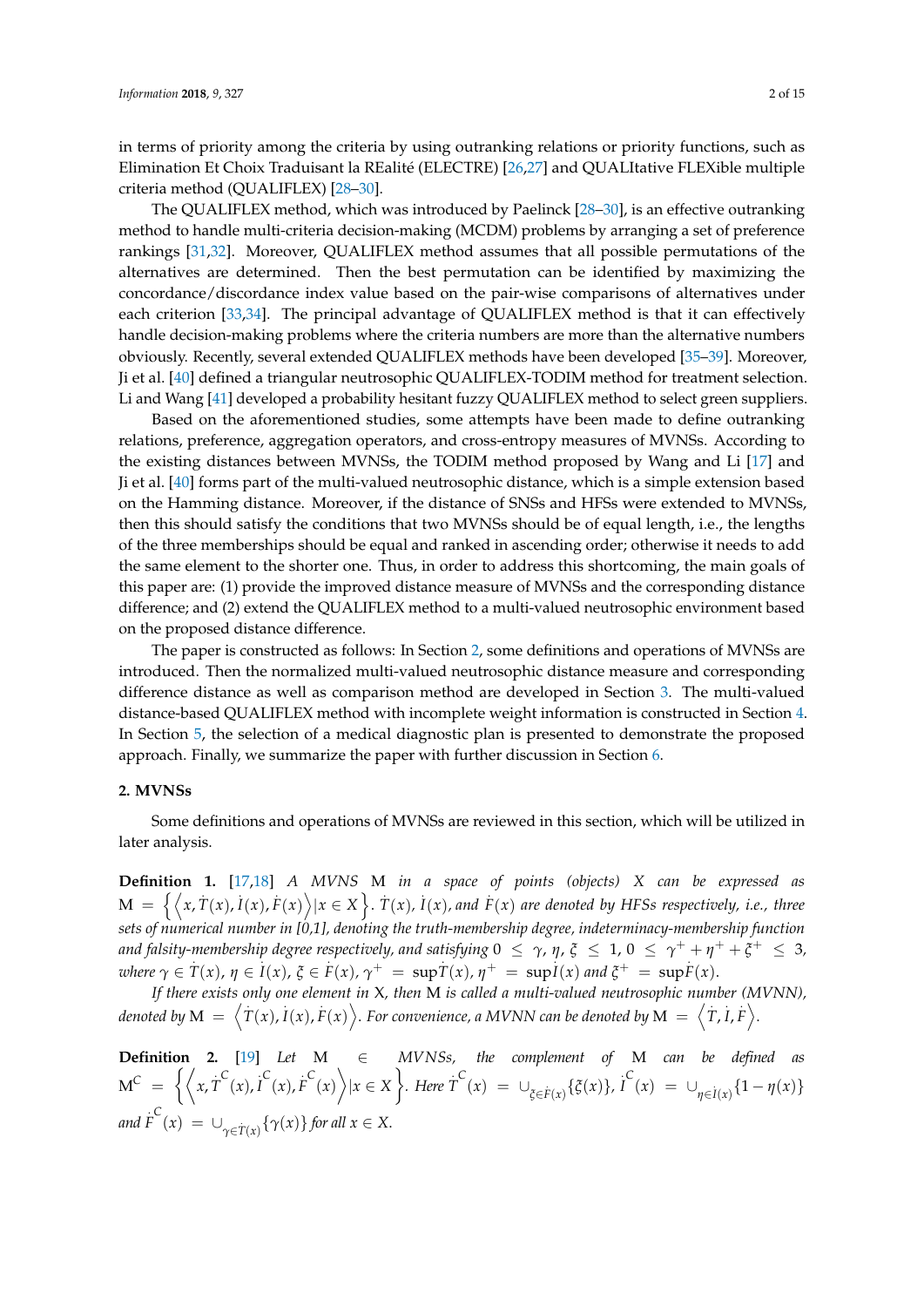in terms of priority among the criteria by using outranking relations or priority functions, such as Elimination Et Choix Traduisant la REalité (ELECTRE) [26,27] and QUALItative FLEXible multiple criteria method (QUALIFLEX) [28–30].

The QUALIFLEX method, which was introduced by Paelinck [28–30], is an effective outranking method to handle multi-criteria decision-making (MCDM) problems by arranging a set of preference rankings [31,32]. Moreover, QUALIFLEX method assumes that all possible permutations of the alternatives are determined. Then the best permutation can be identified by maximizing the concordance/discordance index value based on the pair-wise comparisons of alternatives under each criterion [33,34]. The principal advantage of QUALIFLEX method is that it can effectively handle decision-making problems where the criteria numbers are more than the alternative numbers obviously. Recently, several extended QUALIFLEX methods have been developed [35–39]. Moreover, Ji et al. [40] defined a triangular neutrosophic QUALIFLEX-TODIM method for treatment selection. Li and Wang [41] developed a probability hesitant fuzzy QUALIFLEX method to select green suppliers.

Based on the aforementioned studies, some attempts have been made to define outranking relations, preference, aggregation operators, and cross-entropy measures of MVNSs. According to the existing distances between MVNSs, the TODIM method proposed by Wang and Li [17] and Ji et al. [40] forms part of the multi-valued neutrosophic distance, which is a simple extension based on the Hamming distance. Moreover, if the distance of SNSs and HFSs were extended to MVNSs, then this should satisfy the conditions that two MVNSs should be of equal length, i.e., the lengths of the three memberships should be equal and ranked in ascending order; otherwise it needs to add the same element to the shorter one. Thus, in order to address this shortcoming, the main goals of this paper are: (1) provide the improved distance measure of MVNSs and the corresponding distance difference; and (2) extend the QUALIFLEX method to a multi-valued neutrosophic environment based on the proposed distance difference.

The paper is constructed as follows: In Section 2, some definitions and operations of MVNSs are introduced. Then the normalized multi-valued neutrosophic distance measure and corresponding difference distance as well as comparison method are developed in Section 3. The multi-valued distance-based QUALIFLEX method with incomplete weight information is constructed in Section 4. In Section 5, the selection of a medical diagnostic plan is presented to demonstrate the proposed approach. Finally, we summarize the paper with further discussion in Section 6.

## 2. MVNSs

Some definitions and operations of MVNSs are reviewed in this section, which will be utilized in later analysis.

**Definition 1.** [17,18] *A MVNS* $\mathrm{M}$ *in a space of points (objects)* $X$ *can be expressed as* $\mathrm{M} = \left\{\left\langle x, \dot{T}(x), \dot{I}(x), \dot{F}(x)\right\rangle | x \in X\right\}$. $\dot{T}(x)$, $\dot{I}(x)$, *and* $\dot{F}(x)$ *are denoted by HFSs respectively, i.e., three sets of numerical number in [0,1], denoting the truth-membership degree, indeterminacy-membership function and falsity-membership degree respectively, and satisfying* $0 \leq \gamma, \eta, \xi \leq 1$, $0 \leq \gamma^+ + \eta^+ + \xi^+ \leq 3$, *where* $\gamma \in \dot{T}(x)$, $\eta \in \dot{I}(x)$, $\xi \in \dot{F}(x)$, $\gamma^+ = \sup\dot{T}(x)$, $\eta^+ = \sup\dot{I}(x)$ *and* $\xi^+ = \sup\dot{F}(x)$.

*If there exists only one element in* $\mathrm{X}$, *then* $\mathrm{M}$ *is called a multi-valued neutrosophic number (MVNN), denoted by* $\mathrm{M} = \left\langle \dot{T}(x), \dot{I}(x), \dot{F}(x)\right\rangle$. *For convenience, a MVNN can be denoted by* $\mathrm{M} = \left\langle \dot{T}, \dot{I}, \dot{F}\right\rangle$.

**Definition 2.** [19] *Let* $\mathrm{M} \in$ *MVNSs, the complement of* $\mathrm{M}$ *can be defined as* $\mathrm{M}^C = \left\{\left\langle x, \dot{T}^C(x), \dot{I}^C(x), \dot{F}^C(x)\right\rangle | x \in X\right\}$. *Here* $\dot{T}^C(x) = \cup_{\xi \in \dot{F}(x)}\{\xi(x)\}$, $\dot{I}^C(x) = \cup_{\eta \in \dot{I}(x)}\{1 - \eta(x)\}$ *and* $\dot{F}^C(x) = \cup_{\gamma \in \dot{T}(x)}\{\gamma(x)\}$ *for all* $x \in X$.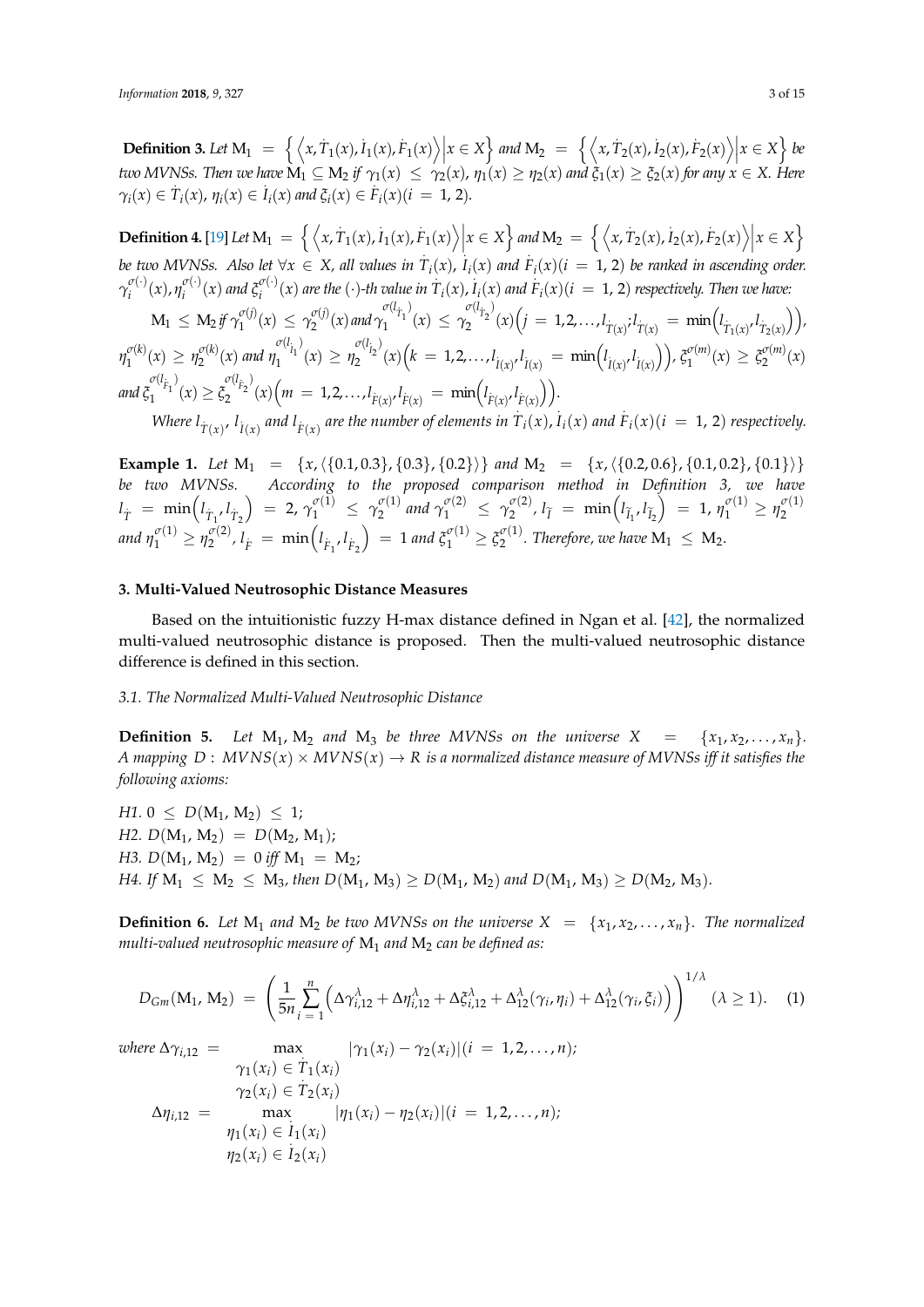**Definition 3.** *Let* $\mathrm{M}_1 = \left\{ \left\langle x, \dot{T}_1(x), \dot{I}_1(x), \dot{F}_1(x) \right\rangle \middle| x \in X \right\}$ *and* $\mathrm{M}_2 = \left\{ \left\langle x, \dot{T}_2(x), \dot{I}_2(x), \dot{F}_2(x) \right\rangle \middle| x \in X \right\}$ *be two MVNSs. Then we have* $\mathrm{M}_1 \subseteq \mathrm{M}_2$ *if* $\gamma_1(x) \leq \gamma_2(x)$, $\eta_1(x) \geq \eta_2(x)$ *and* $\xi_1(x) \geq \xi_2(x)$ *for any* $x \in X$. *Here* $\gamma_i(x) \in \dot{T}_i(x)$, $\eta_i(x) \in \dot{I}_i(x)$ *and* $\xi_i(x) \in \dot{F}_i(x) (i = 1, 2)$.

**Definition 4.** [19] *Let* $\mathrm{M}_1 = \left\{ \left\langle x, \dot{T}_1(x), \dot{I}_1(x), \dot{F}_1(x) \right\rangle \middle| x \in X \right\}$ *and* $\mathrm{M}_2 = \left\{ \left\langle x, \dot{T}_2(x), \dot{I}_2(x), \dot{F}_2(x) \right\rangle \middle| x \in X \right\}$ *be two MVNSs. Also let* $\forall x \in X$, *all values in* $\dot{T}_i(x)$, $\dot{I}_i(x)$ *and* $\dot{F}_i(x) (i = 1, 2)$ *be ranked in ascending order.* $\gamma_i^{\sigma(\cdot)}(x), \eta_i^{\sigma(\cdot)}(x)$ *and* $\xi_i^{\sigma(\cdot)}(x)$ *are the* $(\cdot)$*-th value in* $\dot{T}_i(x)$, $\dot{I}_i(x)$ *and* $\dot{F}_i(x) (i = 1, 2)$ *respectively. Then we have:*

$\mathrm{M}_1 \leq \mathrm{M}_2$ *if* $\gamma_1^{\sigma(j)}(x) \leq \gamma_2^{\sigma(j)}(x)$ *and* $\gamma_1^{\sigma(l_{\dot{T}_1})}(x) \leq \gamma_2^{\sigma(l_{\dot{T}_2})}(x) \left( j = 1, 2, \ldots, l_{\dot{T}(x)}; l_{\dot{T}(x)} = \min\left( l_{\dot{T}_1(x)}, l_{\dot{T}_2(x)} \right) \right)$, $\eta_1^{\sigma(k)}(x) \geq \eta_2^{\sigma(k)}(x)$ *and* $\eta_1^{\sigma(l_{\dot{I}_1})}(x) \geq \eta_2^{\sigma(l_{\dot{I}_2})}(x) \left( k = 1, 2, \ldots, l_{\dot{I}(x)}, l_{\dot{I}(x)} = \min\left( l_{\dot{I}(x)}, l_{\dot{I}(x)} \right) \right)$, $\xi_1^{\sigma(m)}(x) \geq \xi_2^{\sigma(m)}(x)$ *and* $\xi_1^{\sigma(l_{\dot{F}_1})}(x) \geq \xi_2^{\sigma(l_{\dot{F}_2})}(x) \left( m = 1, 2, \ldots, l_{\dot{F}(x)}, l_{\dot{F}(x)} = \min\left( l_{\dot{F}(x)}, l_{\dot{F}(x)} \right) \right)$.

*Where* $l_{\dot{T}(x)}$, $l_{\dot{I}(x)}$ *and* $l_{\dot{F}(x)}$ *are the number of elements in* $\dot{T}_i(x)$, $\dot{I}_i(x)$ *and* $\dot{F}_i(x) (i = 1, 2)$ *respectively.*

**Example 1.** *Let* $\mathrm{M}_1 = \{x, \langle \{0.1, 0.3\}, \{0.3\}, \{0.2\} \rangle\}$ *and* $\mathrm{M}_2 = \{x, \langle \{0.2, 0.6\}, \{0.1, 0.2\}, \{0.1\} \rangle\}$ *be two MVNSs. According to the proposed comparison method in Definition 3, we have* $l_{\dot{T}} = \min\left( l_{\dot{T}_1}, l_{\dot{T}_2} \right) = 2$, $\gamma_1^{\sigma(1)} \leq \gamma_2^{\sigma(1)}$ *and* $\gamma_1^{\sigma(2)} \leq \gamma_2^{\sigma(2)}$, $l_{\widetilde{I}} = \min\left( l_{\widetilde{I}_1}, l_{\widetilde{I}_2} \right) = 1$, $\eta_1^{\sigma(1)} \geq \eta_2^{\sigma(1)}$ *and* $\eta_1^{\sigma(1)} \geq \eta_2^{\sigma(2)}$, $l_{\dot{F}} = \min\left( l_{\dot{F}_1}, l_{\dot{F}_2} \right) = 1$ *and* $\xi_1^{\sigma(1)} \geq \xi_2^{\sigma(1)}$. *Therefore, we have* $\mathrm{M}_1 \leq \mathrm{M}_2$.

## 3. Multi-Valued Neutrosophic Distance Measures

Based on the intuitionistic fuzzy H-max distance defined in Ngan et al. [42], the normalized multi-valued neutrosophic distance is proposed. Then the multi-valued neutrosophic distance difference is defined in this section.

### 3.1. The Normalized Multi-Valued Neutrosophic Distance

**Definition 5.** *Let* $\mathrm{M}_1, \mathrm{M}_2$ *and* $\mathrm{M}_3$ *be three MVNSs on the universe* $X = \{x_1, x_2, \ldots, x_n\}$. *A mapping* $D : MVNS(x) \times MVNS(x) \to R$ *is a normalized distance measure of MVNSs iff it satisfies the following axioms:*

*H1.* $0 \leq D(\mathrm{M}_1, \mathrm{M}_2) \leq 1$;
*H2.* $D(\mathrm{M}_1, \mathrm{M}_2) = D(\mathrm{M}_2, \mathrm{M}_1)$;
*H3.* $D(\mathrm{M}_1, \mathrm{M}_2) = 0$ *iff* $\mathrm{M}_1 = \mathrm{M}_2$;
*H4. If* $\mathrm{M}_1 \leq \mathrm{M}_2 \leq \mathrm{M}_3$, *then* $D(\mathrm{M}_1, \mathrm{M}_3) \geq D(\mathrm{M}_1, \mathrm{M}_2)$ *and* $D(\mathrm{M}_1, \mathrm{M}_3) \geq D(\mathrm{M}_2, \mathrm{M}_3)$.

**Definition 6.** *Let* $\mathrm{M}_1$ *and* $\mathrm{M}_2$ *be two MVNSs on the universe* $X = \{x_1, x_2, \ldots, x_n\}$. *The normalized multi-valued neutrosophic measure of* $\mathrm{M}_1$ *and* $\mathrm{M}_2$ *can be defined as:*

$$D_{Gm}(\mathrm{M}_1, \mathrm{M}_2) = \left( \frac{1}{5n} \sum_{i=1}^{n} \left( \Delta\gamma_{i,12}^{\lambda} + \Delta\eta_{i,12}^{\lambda} + \Delta\xi_{i,12}^{\lambda} + \Delta_{12}^{\lambda}(\gamma_i, \eta_i) + \Delta_{12}^{\lambda}(\gamma_i, \xi_i) \right) \right)^{1/\lambda} \quad (\lambda \geq 1). \tag{1}$$

*where* $\Delta\gamma_{i,12} = \max\limits_{\substack{\gamma_1(x_i) \in \dot{T}_1(x_i) \\ \gamma_2(x_i) \in \dot{T}_2(x_i)}} |\gamma_1(x_i) - \gamma_2(x_i)| (i = 1, 2, \ldots, n)$;

$\Delta\eta_{i,12} = \max\limits_{\substack{\eta_1(x_i) \in \dot{I}_1(x_i) \\ \eta_2(x_i) \in \dot{I}_2(x_i)}} |\eta_1(x_i) - \eta_2(x_i)| (i = 1, 2, \ldots, n)$;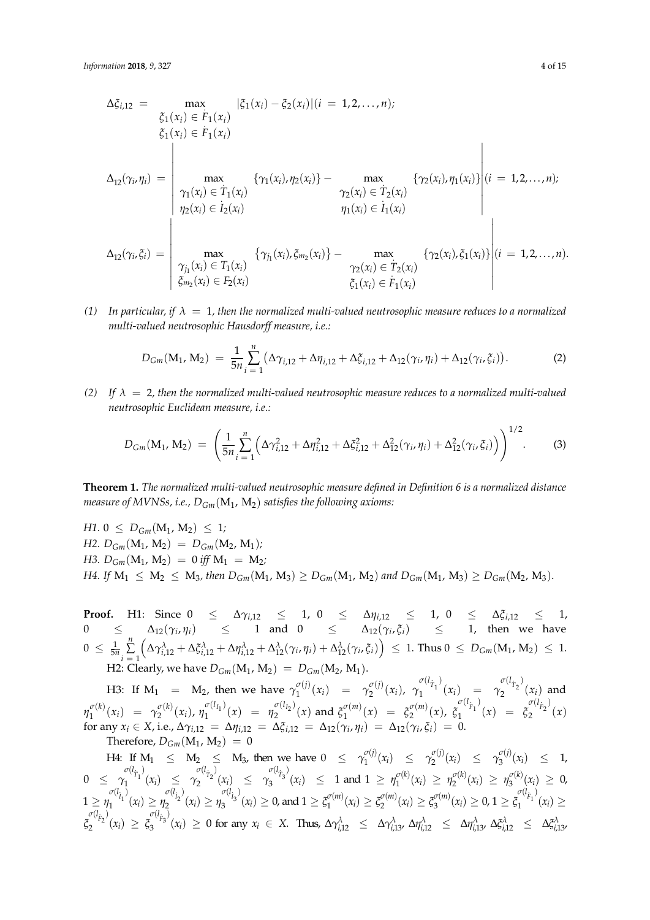$$\Delta\xi_{i,12} = \max_{\substack{\xi_1(x_i) \in \dot{F}_1(x_i) \\ \xi_1(x_i) \in \dot{F}_1(x_i)}} |\xi_1(x_i) - \xi_2(x_i)| (i = 1, 2, \ldots, n);$$

$$\Delta_{12}(\gamma_i, \eta_i) = \left| \max_{\substack{\gamma_1(x_i) \in \dot{T}_1(x_i) \\ \eta_2(x_i) \in \dot{I}_2(x_i)}} \{\gamma_1(x_i), \eta_2(x_i)\} - \max_{\substack{\gamma_2(x_i) \in \dot{T}_2(x_i) \\ \eta_1(x_i) \in \dot{I}_1(x_i)}} \{\gamma_2(x_i), \eta_1(x_i)\} \right| (i = 1, 2, \ldots, n);$$

$$\Delta_{12}(\gamma_i, \xi_i) = \left| \max_{\substack{\gamma_{j_1}(x_i) \in T_1(x_i) \\ \xi_{m_2}(x_i) \in F_2(x_i)}} \{\gamma_{j_1}(x_i), \xi_{m_2}(x_i)\} - \max_{\substack{\gamma_2(x_i) \in \dot{T}_2(x_i) \\ \xi_1(x_i) \in \dot{F}_1(x_i)}} \{\gamma_2(x_i), \xi_1(x_i)\} \right| (i = 1, 2, \ldots, n).$$

*(1) In particular, if $\lambda = 1$, then the normalized multi-valued neutrosophic measure reduces to a normalized multi-valued neutrosophic Hausdorff measure, i.e.:*

$$D_{Gm}(\mathrm{M}_1, \mathrm{M}_2) = \frac{1}{5n} \sum_{i=1}^{n} \left( \Delta\gamma_{i,12} + \Delta\eta_{i,12} + \Delta\xi_{i,12} + \Delta_{12}(\gamma_i, \eta_i) + \Delta_{12}(\gamma_i, \xi_i) \right). \tag{2}$$

*(2) If $\lambda = 2$, then the normalized multi-valued neutrosophic measure reduces to a normalized multi-valued neutrosophic Euclidean measure, i.e.:*

$$D_{Gm}(\mathrm{M}_1, \mathrm{M}_2) = \left( \frac{1}{5n} \sum_{i=1}^{n} \left( \Delta\gamma_{i,12}^2 + \Delta\eta_{i,12}^2 + \Delta\xi_{i,12}^2 + \Delta_{12}^2(\gamma_i, \eta_i) + \Delta_{12}^2(\gamma_i, \xi_i) \right) \right)^{1/2}. \tag{3}$$

**Theorem 1.** *The normalized multi-valued neutrosophic measure defined in Definition 6 is a normalized distance measure of MVNSs, i.e., $D_{Gm}(\mathrm{M}_1, \mathrm{M}_2)$ satisfies the following axioms:*

*H1. $0 \le D_{Gm}(\mathrm{M}_1, \mathrm{M}_2) \le 1$;*
*H2. $D_{Gm}(\mathrm{M}_1, \mathrm{M}_2) = D_{Gm}(\mathrm{M}_2, \mathrm{M}_1)$;*
*H3. $D_{Gm}(\mathrm{M}_1, \mathrm{M}_2) = 0$ iff $\mathrm{M}_1 = \mathrm{M}_2$;*
*H4. If $\mathrm{M}_1 \le \mathrm{M}_2 \le \mathrm{M}_3$, then $D_{Gm}(\mathrm{M}_1, \mathrm{M}_3) \ge D_{Gm}(\mathrm{M}_1, \mathrm{M}_2)$ and $D_{Gm}(\mathrm{M}_1, \mathrm{M}_3) \ge D_{Gm}(\mathrm{M}_2, \mathrm{M}_3)$.*

**Proof.** H1: Since $0 \le \Delta\gamma_{i,12} \le 1$, $0 \le \Delta\eta_{i,12} \le 1$, $0 \le \Delta\xi_{i,12} \le 1$, $0 \le \Delta_{12}(\gamma_i, \eta_i) \le 1$ and $0 \le \Delta_{12}(\gamma_i, \xi_i) \le 1$, then we have $0 \le \frac{1}{5n} \sum_{i=1}^{n} \left( \Delta\gamma_{i,12}^\lambda + \Delta\xi_{i,12}^\lambda + \Delta\eta_{i,12}^\lambda + \Delta_{12}^\lambda(\gamma_i, \eta_i) + \Delta_{12}^\lambda(\gamma_i, \xi_i) \right) \le 1$. Thus $0 \le D_{Gm}(\mathrm{M}_1, \mathrm{M}_2) \le 1$.

H2: Clearly, we have $D_{Gm}(\mathrm{M}_1, \mathrm{M}_2) = D_{Gm}(\mathrm{M}_2, \mathrm{M}_1)$.

H3: If $\mathrm{M}_1 = \mathrm{M}_2$, then we have $\gamma_1^{\sigma(j)}(x_i) = \gamma_2^{\sigma(j)}(x_i)$, $\gamma_1^{\sigma(l_{\dot{T}_1})}(x_i) = \gamma_2^{\sigma(l_{\dot{T}_2})}(x_i)$ and $\eta_1^{\sigma(k)}(x_i) = \gamma_2^{\sigma(k)}(x_i)$, $\eta_1^{\sigma(l_{I_1})}(x) = \eta_2^{\sigma(l_{I_2})}(x)$ and $\xi_1^{\sigma(m)}(x) = \xi_2^{\sigma(m)}(x)$, $\xi_1^{\sigma(l_{\dot{F}_1})}(x) = \xi_2^{\sigma(l_{\dot{F}_2})}(x)$ for any $x_i \in X$, i.e., $\Delta\gamma_{i,12} = \Delta\eta_{i,12} = \Delta\xi_{i,12} = \Delta_{12}(\gamma_i, \eta_i) = \Delta_{12}(\gamma_i, \xi_i) = 0$.

Therefore, $D_{Gm}(\mathrm{M}_1, \mathrm{M}_2) = 0$

H4: If $\mathrm{M}_1 \le \mathrm{M}_2 \le \mathrm{M}_3$, then we have $0 \le \gamma_1^{\sigma(j)}(x_i) \le \gamma_2^{\sigma(j)}(x_i) \le \gamma_3^{\sigma(j)}(x_i) \le 1$, $0 \le \gamma_1^{\sigma(l_{\dot{T}_1})}(x_i) \le \gamma_2^{\sigma(l_{\dot{T}_2})}(x_i) \le \gamma_3^{\sigma(l_{\dot{T}_3})}(x_i) \le 1$ and $1 \ge \eta_1^{\sigma(k)}(x_i) \ge \eta_2^{\sigma(k)}(x_i) \ge \eta_3^{\sigma(k)}(x_i) \ge 0$, $1 \ge \eta_1^{\sigma(l_{\dot{I}_1})}(x_i) \ge \eta_2^{\sigma(l_{\dot{I}_2})}(x_i) \ge \eta_3^{\sigma(l_{\dot{I}_3})}(x_i) \ge 0$, and $1 \ge \xi_1^{\sigma(m)}(x_i) \ge \xi_2^{\sigma(m)}(x_i) \ge \xi_3^{\sigma(m)}(x_i) \ge 0$, $1 \ge \xi_1^{\sigma(l_{\dot{F}_1})}(x_i) \ge \xi_2^{\sigma(l_{\dot{F}_2})}(x_i) \ge \xi_3^{\sigma(l_{\dot{F}_3})}(x_i) \ge 0$ for any $x_i \in X$. Thus, $\Delta\gamma_{i,12}^\lambda \le \Delta\gamma_{i,13}^\lambda$, $\Delta\eta_{i,12}^\lambda \le \Delta\eta_{i,13}^\lambda$, $\Delta\xi_{i,12}^\lambda \le \Delta\xi_{i,13}^\lambda$,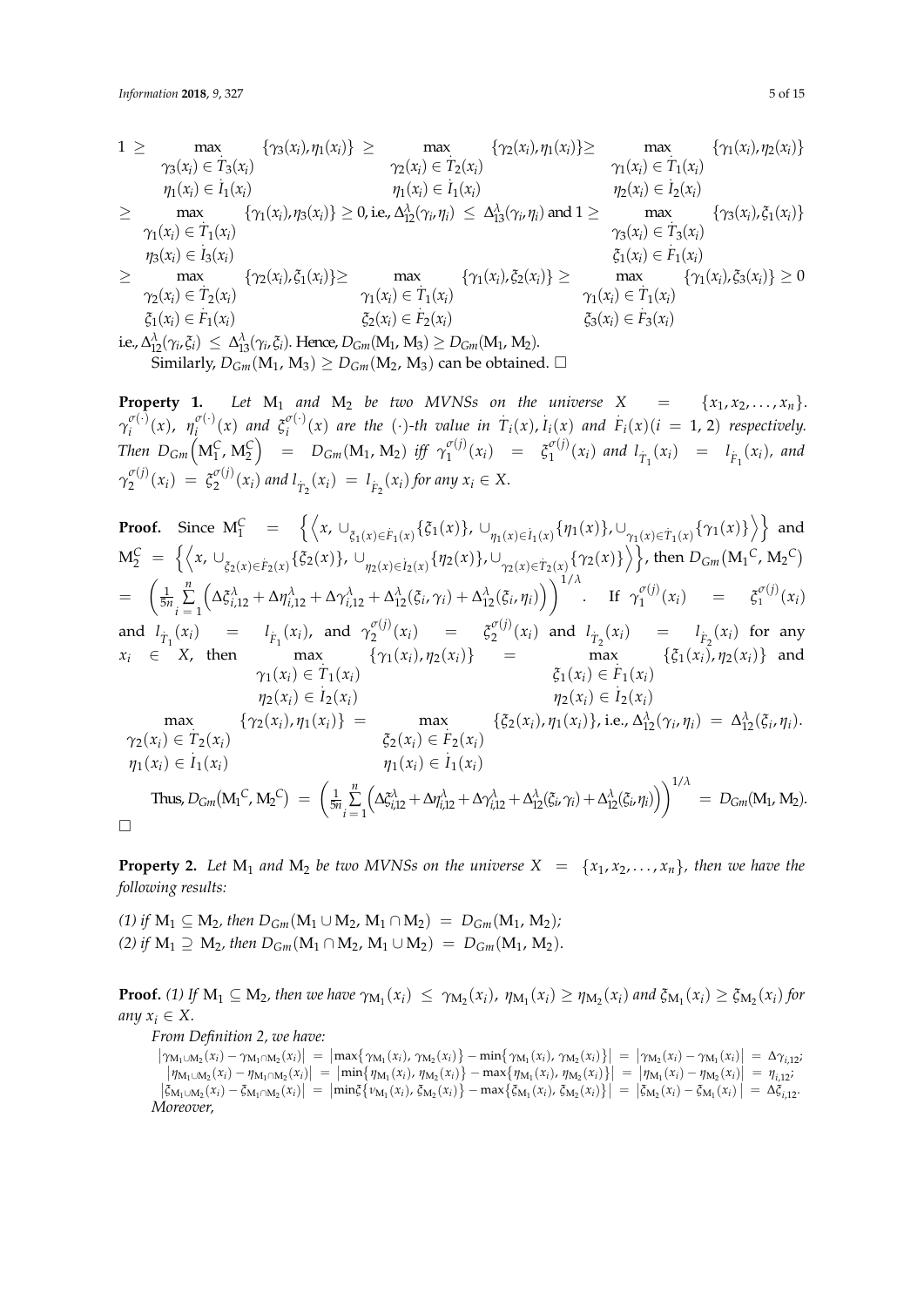$$1 \geq \max_{\substack{\gamma_3(x_i) \in \dot{T}_3(x_i) \\ \eta_1(x_i) \in \dot{I}_1(x_i)}} \{\gamma_3(x_i), \eta_1(x_i)\} \geq \max_{\substack{\gamma_2(x_i) \in \dot{T}_2(x_i) \\ \eta_1(x_i) \in \dot{I}_1(x_i)}} \{\gamma_2(x_i), \eta_1(x_i)\} \geq \max_{\substack{\gamma_1(x_i) \in \dot{T}_1(x_i) \\ \eta_2(x_i) \in \dot{I}_2(x_i)}} \{\gamma_1(x_i), \eta_2(x_i)\}$$

$$\geq \max_{\substack{\gamma_1(x_i) \in \dot{T}_1(x_i) \\ \eta_3(x_i) \in \dot{I}_3(x_i)}} \{\gamma_1(x_i), \eta_3(x_i)\} \geq 0, \text{ i.e., } \Delta_{12}^{\lambda}(\gamma_i, \eta_i) \leq \Delta_{13}^{\lambda}(\gamma_i, \eta_i) \text{ and } 1 \geq \max_{\substack{\gamma_3(x_i) \in \dot{T}_3(x_i) \\ \xi_1(x_i) \in \dot{F}_1(x_i)}} \{\gamma_3(x_i), \xi_1(x_i)\}$$

$$\geq \max_{\substack{\gamma_2(x_i) \in \dot{T}_2(x_i) \\ \xi_1(x_i) \in \dot{F}_1(x_i)}} \{\gamma_2(x_i), \xi_1(x_i)\} \geq \max_{\substack{\gamma_1(x_i) \in \dot{T}_1(x_i) \\ \xi_2(x_i) \in \dot{F}_2(x_i)}} \{\gamma_1(x_i), \xi_2(x_i)\} \geq \max_{\substack{\gamma_1(x_i) \in \dot{T}_1(x_i) \\ \xi_3(x_i) \in \dot{F}_3(x_i)}} \{\gamma_1(x_i), \xi_3(x_i)\} \geq 0$$

i.e., $\Delta_{12}^{\lambda}(\gamma_i, \xi_i) \leq \Delta_{13}^{\lambda}(\gamma_i, \xi_i)$. Hence, $D_{Gm}(\mathrm{M}_1, \mathrm{M}_3) \geq D_{Gm}(\mathrm{M}_1, \mathrm{M}_2)$.

Similarly, $D_{Gm}(\mathrm{M}_1, \mathrm{M}_3) \geq D_{Gm}(\mathrm{M}_2, \mathrm{M}_3)$ can be obtained. □

**Property 1.** *Let* $\mathrm{M}_1$ *and* $\mathrm{M}_2$ *be two MVNSs on the universe* $X = \{x_1, x_2, \ldots, x_n\}$. $\gamma_i^{\sigma(\cdot)}(x)$, $\eta_i^{\sigma(\cdot)}(x)$ *and* $\xi_i^{\sigma(\cdot)}(x)$ *are the* $(\cdot)$*-th value in* $\dot{T}_i(x), \dot{I}_i(x)$ *and* $\dot{F}_i(x) (i = 1, 2)$ *respectively. Then* $D_{Gm}\left(\mathrm{M}_1^C, \mathrm{M}_2^C\right) = D_{Gm}(\mathrm{M}_1, \mathrm{M}_2)$ *iff* $\gamma_1^{\sigma(j)}(x_i) = \xi_1^{\sigma(j)}(x_i)$ *and* $l_{\dot{T}_1}(x_i) = l_{\dot{F}_1}(x_i)$, *and* $\gamma_2^{\sigma(j)}(x_i) = \xi_2^{\sigma(j)}(x_i)$ *and* $l_{\dot{T}_2}(x_i) = l_{\dot{F}_2}(x_i)$ *for any* $x_i \in X$.

**Proof.** Since $\mathrm{M}_1^C = \left\{ \left\langle x, \cup_{\xi_1(x) \in \dot{F}_1(x)} \{\xi_1(x)\}, \cup_{\eta_1(x) \in \dot{I}_1(x)} \{\eta_1(x)\}, \cup_{\gamma_1(x) \in \dot{T}_1(x)} \{\gamma_1(x)\} \right\rangle \right\}$ and $\mathrm{M}_2^C = \left\{ \left\langle x, \cup_{\xi_2(x) \in \dot{F}_2(x)} \{\xi_2(x)\}, \cup_{\eta_2(x) \in \dot{I}_2(x)} \{\eta_2(x)\}, \cup_{\gamma_2(x) \in \dot{T}_2(x)} \{\gamma_2(x)\} \right\rangle \right\}$, then $D_{Gm}(\mathrm{M}_1{}^C, \mathrm{M}_2{}^C)$ $= \left( \frac{1}{5n} \sum_{i=1}^{n} \left( \Delta\xi_{i,12}^{\lambda} + \Delta\eta_{i,12}^{\lambda} + \Delta\gamma_{i,12}^{\lambda} + \Delta_{12}^{\lambda}(\xi_i, \gamma_i) + \Delta_{12}^{\lambda}(\xi_i, \eta_i) \right) \right)^{1/\lambda}$. If $\gamma_1^{\sigma(j)}(x_i) = \xi_1^{\sigma(j)}(x_i)$ and $l_{\dot{T}_1}(x_i) = l_{\dot{F}_1}(x_i)$, and $\gamma_2^{\sigma(j)}(x_i) = \xi_2^{\sigma(j)}(x_i)$ and $l_{\dot{T}_2}(x_i) = l_{\dot{F}_2}(x_i)$ for any $x_i \in X$, then $\max_{\substack{\gamma_1(x_i) \in \dot{T}_1(x_i) \\ \eta_2(x_i) \in \dot{I}_2(x_i)}} \{\gamma_1(x_i), \eta_2(x_i)\} = \max_{\substack{\xi_1(x_i) \in \dot{F}_1(x_i) \\ \eta_2(x_i) \in \dot{I}_2(x_i)}} \{\xi_1(x_i), \eta_2(x_i)\}$ and

$$\max_{\substack{\gamma_2(x_i) \in \dot{T}_2(x_i) \\ \eta_1(x_i) \in \dot{I}_1(x_i)}} \{\gamma_2(x_i), \eta_1(x_i)\} = \max_{\substack{\xi_2(x_i) \in \dot{F}_2(x_i) \\ \eta_1(x_i) \in \dot{I}_1(x_i)}} \{\xi_2(x_i), \eta_1(x_i)\}, \text{ i.e., } \Delta_{12}^{\lambda}(\gamma_i, \eta_i) = \Delta_{12}^{\lambda}(\xi_i, \eta_i).$$

Thus, $D_{Gm}(\mathrm{M}_1{}^C, \mathrm{M}_2{}^C) = \left( \frac{1}{5n} \sum_{i=1}^{n} \left( \Delta\xi_{i,12}^{\lambda} + \Delta\eta_{i,12}^{\lambda} + \Delta\gamma_{i,12}^{\lambda} + \Delta_{12}^{\lambda}(\xi_i, \gamma_i) + \Delta_{12}^{\lambda}(\xi_i, \eta_i) \right) \right)^{1/\lambda} = D_{Gm}(\mathrm{M}_1, \mathrm{M}_2)$.

□

**Property 2.** *Let* $\mathrm{M}_1$ *and* $\mathrm{M}_2$ *be two MVNSs on the universe* $X = \{x_1, x_2, \ldots, x_n\}$, *then we have the following results:*

*(1) if* $\mathrm{M}_1 \subseteq \mathrm{M}_2$, *then* $D_{Gm}(\mathrm{M}_1 \cup \mathrm{M}_2, \mathrm{M}_1 \cap \mathrm{M}_2) = D_{Gm}(\mathrm{M}_1, \mathrm{M}_2)$;
*(2) if* $\mathrm{M}_1 \supseteq \mathrm{M}_2$, *then* $D_{Gm}(\mathrm{M}_1 \cap \mathrm{M}_2, \mathrm{M}_1 \cup \mathrm{M}_2) = D_{Gm}(\mathrm{M}_1, \mathrm{M}_2)$.

**Proof.** *(1) If* $\mathrm{M}_1 \subseteq \mathrm{M}_2$, *then we have* $\gamma_{\mathrm{M}_1}(x_i) \leq \gamma_{\mathrm{M}_2}(x_i)$, $\eta_{\mathrm{M}_1}(x_i) \geq \eta_{\mathrm{M}_2}(x_i)$ *and* $\xi_{\mathrm{M}_1}(x_i) \geq \xi_{\mathrm{M}_2}(x_i)$ *for any* $x_i \in X$.

*From Definition 2, we have:*

$$\left|\gamma_{\mathrm{M}_1 \cup \mathrm{M}_2}(x_i) - \gamma_{\mathrm{M}_1 \cap \mathrm{M}_2}(x_i)\right| = \left|\max\{\gamma_{\mathrm{M}_1}(x_i), \gamma_{\mathrm{M}_2}(x_i)\} - \min\{\gamma_{\mathrm{M}_1}(x_i), \gamma_{\mathrm{M}_2}(x_i)\}\right| = \left|\gamma_{\mathrm{M}_2}(x_i) - \gamma_{\mathrm{M}_1}(x_i)\right| = \Delta\gamma_{i,12};$$

$$\left|\eta_{\mathrm{M}_1 \cup \mathrm{M}_2}(x_i) - \eta_{\mathrm{M}_1 \cap \mathrm{M}_2}(x_i)\right| = \left|\min\{\eta_{\mathrm{M}_1}(x_i), \eta_{\mathrm{M}_2}(x_i)\} - \max\{\eta_{\mathrm{M}_1}(x_i), \eta_{\mathrm{M}_2}(x_i)\}\right| = \left|\eta_{\mathrm{M}_1}(x_i) - \eta_{\mathrm{M}_2}(x_i)\right| = \eta_{i,12};$$

$$\left|\xi_{\mathrm{M}_1 \cup \mathrm{M}_2}(x_i) - \xi_{\mathrm{M}_1 \cap \mathrm{M}_2}(x_i)\right| = \left|\min\xi\{\nu_{\mathrm{M}_1}(x_i), \xi_{\mathrm{M}_2}(x_i)\} - \max\{\xi_{\mathrm{M}_1}(x_i), \xi_{\mathrm{M}_2}(x_i)\}\right| = \left|\xi_{\mathrm{M}_2}(x_i) - \xi_{\mathrm{M}_1}(x_i)\right| = \Delta\xi_{i,12}.$$

*Moreover,*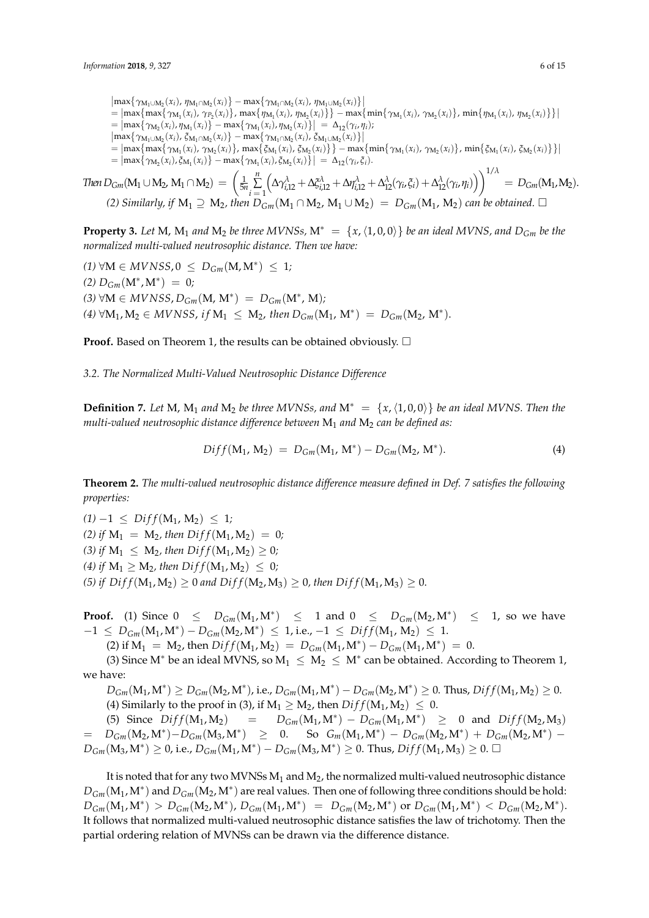$$
\begin{aligned}
&\left|\max\{\gamma_{M_1\cup M_2}(x_i),\,\eta_{M_1\cap M_2}(x_i)\} - \max\{\gamma_{M_1\cap M_2}(x_i),\,\eta_{M_1\cup M_2}(x_i)\}\right| \\
&= \left|\max\{\max\{\gamma_{M_1}(x_i),\,\gamma_{P_2}(x_i)\},\,\max\{\eta_{M_1}(x_i),\,\eta_{M_2}(x_i)\}\} - \max\{\min\{\gamma_{M_1}(x_i),\,\gamma_{M_2}(x_i)\},\,\min\{\eta_{M_1}(x_i),\,\eta_{M_2}(x_i)\}\}\right| \\
&= \left|\max\{\gamma_{M_2}(x_i),\eta_{M_1}(x_i)\} - \max\{\gamma_{M_1}(x_i),\eta_{M_2}(x_i)\}\right| = \Delta_{12}(\gamma_i,\eta_i); \\
&\left|\max\{\gamma_{M_1\cup M_2}(x_i),\,\xi_{M_1\cap M_2}(x_i)\} - \max\{\gamma_{M_1\cap M_2}(x_i),\,\xi_{M_1\cup M_2}(x_i)\}\right| \\
&= \left|\max\{\max\{\gamma_{M_1}(x_i),\,\gamma_{M_2}(x_i)\},\,\max\{\xi_{M_1}(x_i),\,\xi_{M_2}(x_i)\}\} - \max\{\min\{\gamma_{M_1}(x_i),\,\gamma_{M_2}(x_i)\},\,\min\{\xi_{M_1}(x_i),\,\xi_{M_2}(x_i)\}\}\right| \\
&= \left|\max\{\gamma_{M_2}(x_i),\xi_{M_1}(x_i)\} - \max\{\gamma_{M_1}(x_i),\xi_{M_2}(x_i)\}\right| = \Delta_{12}(\gamma_i,\xi_i).
\end{aligned}
$$

*Then* $D_{Gm}(M_1 \cup M_2, M_1 \cap M_2) = \left(\frac{1}{5n}\sum_{i=1}^{n}\left(\Delta\gamma_{i,12}^{\lambda} + \Delta\xi_{i,12}^{\lambda} + \Delta\eta_{i,12}^{\lambda} + \Delta_{12}^{\lambda}(\gamma_i,\xi_i) + \Delta_{12}^{\lambda}(\gamma_i,\eta_i)\right)\right)^{1/\lambda} = D_{Gm}(M_1, M_2).$

*(2) Similarly, if* $M_1 \supseteq M_2$*, then* $D_{Gm}(M_1 \cap M_2, M_1 \cup M_2) = D_{Gm}(M_1, M_2)$ *can be obtained.* □

**Property 3.** *Let* M, $M_1$ *and* $M_2$ *be three MVNSs,* $M^* = \{x, \langle 1, 0, 0\rangle\}$ *be an ideal MVNS, and* $D_{Gm}$ *be the normalized multi-valued neutrosophic distance. Then we have:*

*(1)* $\forall M \in MVNSS, 0 \leq D_{Gm}(M, M^*) \leq 1$;
*(2)* $D_{Gm}(M^*, M^*) = 0$;
*(3)* $\forall M \in MVNSS, D_{Gm}(M, M^*) = D_{Gm}(M^*, M)$;
*(4)* $\forall M_1, M_2 \in MVNSS,\ if\ M_1 \leq M_2,\ then\ D_{Gm}(M_1, M^*) = D_{Gm}(M_2, M^*)$.

**Proof.** Based on Theorem 1, the results can be obtained obviously. □

*3.2. The Normalized Multi-Valued Neutrosophic Distance Difference*

**Definition 7.** *Let* M, $M_1$ *and* $M_2$ *be three MVNSs, and* $M^* = \{x, \langle 1, 0, 0\rangle\}$ *be an ideal MVNS. Then the multi-valued neutrosophic distance difference between* $M_1$ *and* $M_2$ *can be defined as:*

$$
Diff(M_1, M_2) = D_{Gm}(M_1, M^*) - D_{Gm}(M_2, M^*). \tag{4}
$$

**Theorem 2.** *The multi-valued neutrosophic distance difference measure defined in Def. 7 satisfies the following properties:*

*(1)* $-1 \leq Diff(M_1, M_2) \leq 1$;
*(2) if* $M_1 = M_2$*, then* $Diff(M_1, M_2) = 0$;
*(3) if* $M_1 \leq M_2$*, then* $Diff(M_1, M_2) \geq 0$;
*(4) if* $M_1 \geq M_2$*, then* $Diff(M_1, M_2) \leq 0$;
*(5) if* $Diff(M_1, M_2) \geq 0$ *and* $Diff(M_2, M_3) \geq 0$*, then* $Diff(M_1, M_3) \geq 0$.

**Proof.** (1) Since $0 \leq D_{Gm}(M_1, M^*) \leq 1$ and $0 \leq D_{Gm}(M_2, M^*) \leq 1$, so we have $-1 \leq D_{Gm}(M_1, M^*) - D_{Gm}(M_2, M^*) \leq 1$, i.e., $-1 \leq Diff(M_1, M_2) \leq 1$.

(2) if $M_1 = M_2$, then $Diff(M_1, M_2) = D_{Gm}(M_1, M^*) - D_{Gm}(M_1, M^*) = 0$.

(3) Since $M^*$ be an ideal MVNS, so $M_1 \leq M_2 \leq M^*$ can be obtained. According to Theorem 1, we have:

$D_{Gm}(M_1, M^*) \geq D_{Gm}(M_2, M^*)$, i.e., $D_{Gm}(M_1, M^*) - D_{Gm}(M_2, M^*) \geq 0$. Thus, $Diff(M_1, M_2) \geq 0$.

(4) Similarly to the proof in (3), if $M_1 \geq M_2$, then $Diff(M_1, M_2) \leq 0$.

(5) Since $Diff(M_1, M_2) = D_{Gm}(M_1, M^*) - D_{Gm}(M_1, M^*) \geq 0$ and $Diff(M_2, M_3) = D_{Gm}(M_2, M^*) - D_{Gm}(M_3, M^*) \geq 0$. So $G_m(M_1, M^*) - D_{Gm}(M_2, M^*) + D_{Gm}(M_2, M^*) - D_{Gm}(M_3, M^*) \geq 0$, i.e., $D_{Gm}(M_1, M^*) - D_{Gm}(M_3, M^*) \geq 0$. Thus, $Diff(M_1, M_3) \geq 0$. □

It is noted that for any two MVNSs $M_1$ and $M_2$, the normalized multi-valued neutrosophic distance $D_{Gm}(M_1, M^*)$ and $D_{Gm}(M_2, M^*)$ are real values. Then one of following three conditions should be hold: $D_{Gm}(M_1, M^*) > D_{Gm}(M_2, M^*)$, $D_{Gm}(M_1, M^*) = D_{Gm}(M_2, M^*)$ or $D_{Gm}(M_1, M^*) < D_{Gm}(M_2, M^*)$. It follows that normalized multi-valued neutrosophic distance satisfies the law of trichotomy. Then the partial ordering relation of MVNSs can be drawn via the difference distance.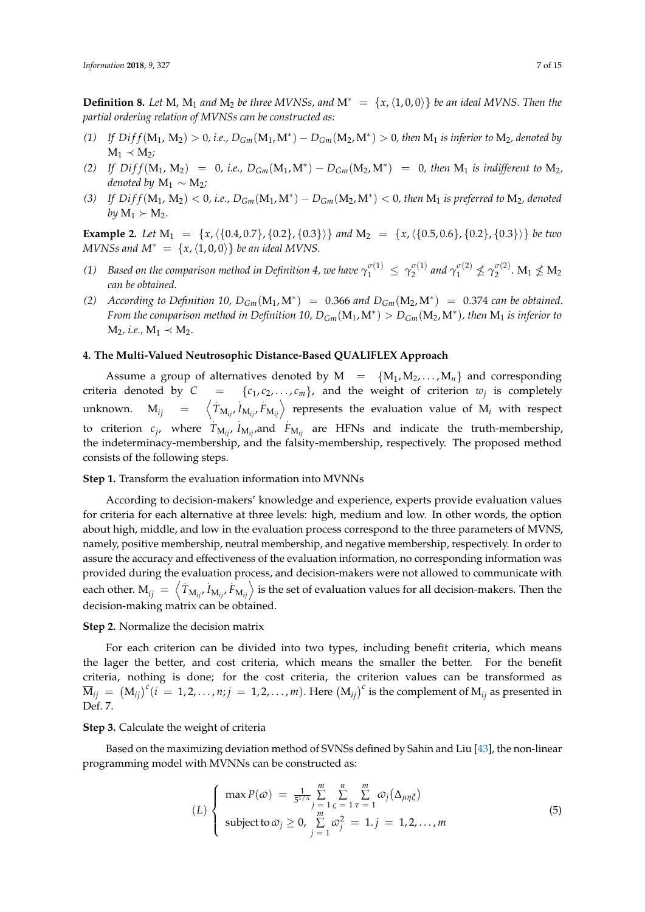**Definition 8.** *Let* M, $M_1$ *and* $M_2$ *be three MVNSs, and* $M^* = \{x, \langle 1, 0, 0 \rangle\}$ *be an ideal MVNS. Then the partial ordering relation of MVNSs can be constructed as:*

*(1)* *If* $Diff(M_1, M_2) > 0$, *i.e.,* $D_{Gm}(M_1, M^*) - D_{Gm}(M_2, M^*) > 0$, *then* $M_1$ *is inferior to* $M_2$, *denoted by* $M_1 \prec M_2$;

*(2)* *If* $Diff(M_1, M_2) = 0$, *i.e.,* $D_{Gm}(M_1, M^*) - D_{Gm}(M_2, M^*) = 0$, *then* $M_1$ *is indifferent to* $M_2$, *denoted by* $M_1 \sim M_2$;

*(3)* *If* $Diff(M_1, M_2) < 0$, *i.e.,* $D_{Gm}(M_1, M^*) - D_{Gm}(M_2, M^*) < 0$, *then* $M_1$ *is preferred to* $M_2$, *denoted by* $M_1 \succ M_2$.

**Example 2.** *Let* $M_1 = \{x, \langle \{0.4, 0.7\}, \{0.2\}, \{0.3\} \rangle\}$ *and* $M_2 = \{x, \langle \{0.5, 0.6\}, \{0.2\}, \{0.3\} \rangle\}$ *be two MVNSs and* $M^* = \{x, \langle 1, 0, 0 \rangle\}$ *be an ideal MVNS.*

*(1)* *Based on the comparison method in Definition 4, we have* $\gamma_1^{\sigma(1)} \leq \gamma_2^{\sigma(1)}$ *and* $\gamma_1^{\sigma(2)} \nleq \gamma_2^{\sigma(2)}$. $M_1 \nleq M_2$ *can be obtained.*

*(2)* *According to Definition 10,* $D_{Gm}(M_1, M^*) = 0.366$ *and* $D_{Gm}(M_2, M^*) = 0.374$ *can be obtained. From the comparison method in Definition 10,* $D_{Gm}(M_1, M^*) > D_{Gm}(M_2, M^*)$, *then* $M_1$ *is inferior to* $M_2$, *i.e.,* $M_1 \prec M_2$.

## 4. The Multi-Valued Neutrosophic Distance-Based QUALIFLEX Approach

Assume a group of alternatives denoted by $M = \{M_1, M_2, \ldots, M_n\}$ and corresponding criteria denoted by $C = \{c_1, c_2, \ldots, c_m\}$, and the weight of criterion $w_j$ is completely unknown. $M_{ij} = \left\langle \dot{T}_{M_{ij}}, \dot{I}_{M_{ij}}, \dot{F}_{M_{ij}} \right\rangle$ represents the evaluation value of $M_i$ with respect to criterion $c_j$, where $\dot{T}_{M_{ij}}$, $\dot{I}_{M_{ij}}$,and $\dot{F}_{M_{ij}}$ are HFNs and indicate the truth-membership, the indeterminacy-membership, and the falsity-membership, respectively. The proposed method consists of the following steps.

**Step 1.** Transform the evaluation information into MVNNs

According to decision-makers' knowledge and experience, experts provide evaluation values for criteria for each alternative at three levels: high, medium and low. In other words, the option about high, middle, and low in the evaluation process correspond to the three parameters of MVNS, namely, positive membership, neutral membership, and negative membership, respectively. In order to assure the accuracy and effectiveness of the evaluation information, no corresponding information was provided during the evaluation process, and decision-makers were not allowed to communicate with each other. $M_{ij} = \left\langle \dot{T}_{M_{ij}}, \dot{I}_{M_{ij}}, \dot{F}_{M_{ij}} \right\rangle$ is the set of evaluation values for all decision-makers. Then the decision-making matrix can be obtained.

**Step 2.** Normalize the decision matrix

For each criterion can be divided into two types, including benefit criteria, which means the lager the better, and cost criteria, which means the smaller the better. For the benefit criteria, nothing is done; for the cost criteria, the criterion values can be transformed as $\overline{M}_{ij} = (M_{ij})^c (i = 1, 2, \ldots, n; j = 1, 2, \ldots, m)$. Here $(M_{ij})^c$ is the complement of $M_{ij}$ as presented in Def. 7.

**Step 3.** Calculate the weight of criteria

Based on the maximizing deviation method of SVNSs defined by Sahin and Liu [43], the non-linear programming model with MVNNs can be constructed as:

$$
(L) \begin{cases} \max P(\varpi) = \frac{1}{5^{1/\lambda}} \sum\limits_{j=1}^{m} \sum\limits_{\varsigma=1}^{n} \sum\limits_{\tau=1}^{m} \varpi_j(\Delta_{\mu\eta\xi}) \\ \text{subject to } \varpi_j \geq 0, \sum\limits_{j=1}^{m} \varpi_j^2 = 1. j = 1, 2, \ldots, m \end{cases} \tag{5}
$$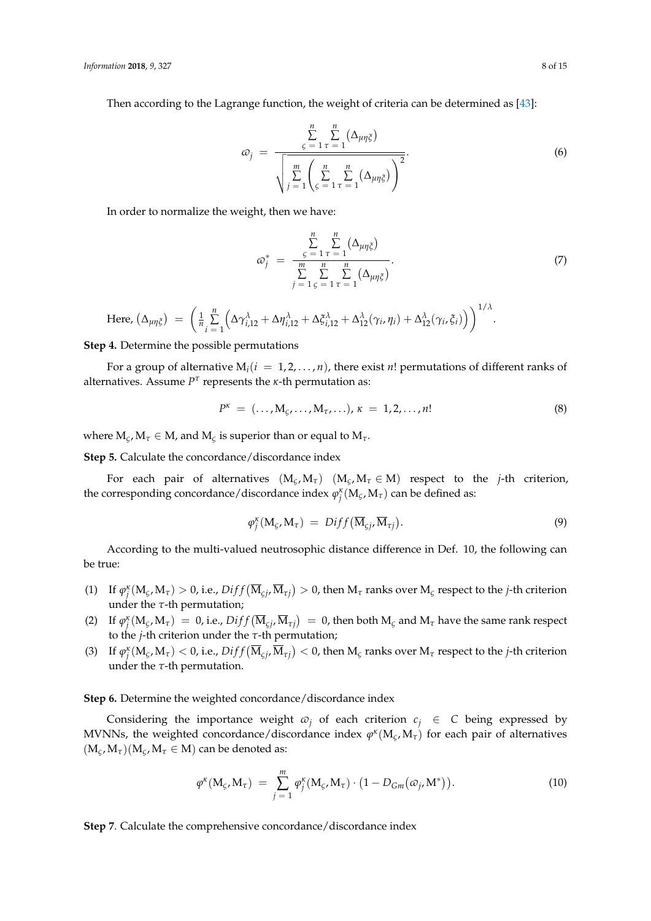Then according to the Lagrange function, the weight of criteria can be determined as [43]:

$$\varpi_j = \frac{\sum_{\varsigma=1}^{n}\sum_{\tau=1}^{n}\left(\Delta_{\mu\eta\xi}\right)}{\sqrt{\sum_{j=1}^{m}\left(\sum_{\varsigma=1}^{n}\sum_{\tau=1}^{n}\left(\Delta_{\mu\eta\xi}\right)\right)^2}}. \tag{6}$$

In order to normalize the weight, then we have:

$$\varpi_j^* = \frac{\sum_{\varsigma=1}^{n}\sum_{\tau=1}^{n}\left(\Delta_{\mu\eta\xi}\right)}{\sum_{j=1}^{m}\sum_{\varsigma=1}^{n}\sum_{\tau=1}^{n}\left(\Delta_{\mu\eta\xi}\right)}. \tag{7}$$

Here, $\left(\Delta_{\mu\eta\xi}\right) = \left(\frac{1}{n}\sum_{i=1}^{n}\left(\Delta\gamma_{i,12}^{\lambda} + \Delta\eta_{i,12}^{\lambda} + \Delta\xi_{i,12}^{\lambda} + \Delta_{12}^{\lambda}(\gamma_i, \eta_i) + \Delta_{12}^{\lambda}(\gamma_i, \xi_i)\right)\right)^{1/\lambda}$.

**Step 4.** Determine the possible permutations

For a group of alternative $\mathrm{M}_i (i = 1, 2, \ldots, n)$, there exist $n!$ permutations of different ranks of alternatives. Assume $P^{\tau}$ represents the $\kappa$-th permutation as:

$$P^{\kappa} = (\ldots, \mathrm{M}_{\varsigma}, \ldots, \mathrm{M}_{\tau}, \ldots), \; \kappa = 1, 2, \ldots, n! \tag{8}$$

where $\mathrm{M}_{\varsigma}, \mathrm{M}_{\tau} \in \mathrm{M}$, and $\mathrm{M}_{\varsigma}$ is superior than or equal to $\mathrm{M}_{\tau}$.

**Step 5.** Calculate the concordance/discordance index

For each pair of alternatives $(\mathrm{M}_{\varsigma}, \mathrm{M}_{\tau})$ $(\mathrm{M}_{\varsigma}, \mathrm{M}_{\tau} \in \mathrm{M})$ respect to the $j$-th criterion, the corresponding concordance/discordance index $\varphi_j^{\kappa}(\mathrm{M}_{\varsigma}, \mathrm{M}_{\tau})$ can be defined as:

$$\varphi_j^{\kappa}(\mathrm{M}_{\varsigma}, \mathrm{M}_{\tau}) = Diff\left(\overline{\mathrm{M}}_{\varsigma j}, \overline{\mathrm{M}}_{\tau j}\right). \tag{9}$$

According to the multi-valued neutrosophic distance difference in Def. 10, the following can be true:

(1) If $\varphi_j^{\kappa}(\mathrm{M}_{\varsigma}, \mathrm{M}_{\tau}) > 0$, i.e., $Diff\left(\overline{\mathrm{M}}_{\varsigma j}, \overline{\mathrm{M}}_{\tau j}\right) > 0$, then $\mathrm{M}_{\tau}$ ranks over $\mathrm{M}_{\varsigma}$ respect to the $j$-th criterion under the $\tau$-th permutation;

(2) If $\varphi_j^{\kappa}(\mathrm{M}_{\varsigma}, \mathrm{M}_{\tau}) = 0$, i.e., $Diff\left(\overline{\mathrm{M}}_{\varsigma j}, \overline{\mathrm{M}}_{\tau j}\right) = 0$, then both $\mathrm{M}_{\varsigma}$ and $\mathrm{M}_{\tau}$ have the same rank respect to the $j$-th criterion under the $\tau$-th permutation;

(3) If $\varphi_j^{\kappa}(\mathrm{M}_{\varsigma}, \mathrm{M}_{\tau}) < 0$, i.e., $Diff\left(\overline{\mathrm{M}}_{\varsigma j}, \overline{\mathrm{M}}_{\tau j}\right) < 0$, then $\mathrm{M}_{\varsigma}$ ranks over $\mathrm{M}_{\tau}$ respect to the $j$-th criterion under the $\tau$-th permutation.

**Step 6.** Determine the weighted concordance/discordance index

Considering the importance weight $\varpi_j$ of each criterion $c_j \in C$ being expressed by MVNNs, the weighted concordance/discordance index $\varphi^{\kappa}(\mathrm{M}_{\varsigma}, \mathrm{M}_{\tau})$ for each pair of alternatives $(\mathrm{M}_{\varsigma}, \mathrm{M}_{\tau})(\mathrm{M}_{\varsigma}, \mathrm{M}_{\tau} \in \mathrm{M})$ can be denoted as:

$$\varphi^{\kappa}(\mathrm{M}_{\varsigma}, \mathrm{M}_{\tau}) = \sum_{j=1}^{m}\varphi_j^{\kappa}(\mathrm{M}_{\varsigma}, \mathrm{M}_{\tau}) \cdot \left(1 - D_{Gm}\left(\varpi_j, \mathrm{M}^*\right)\right). \tag{10}$$

**Step 7**. Calculate the comprehensive concordance/discordance index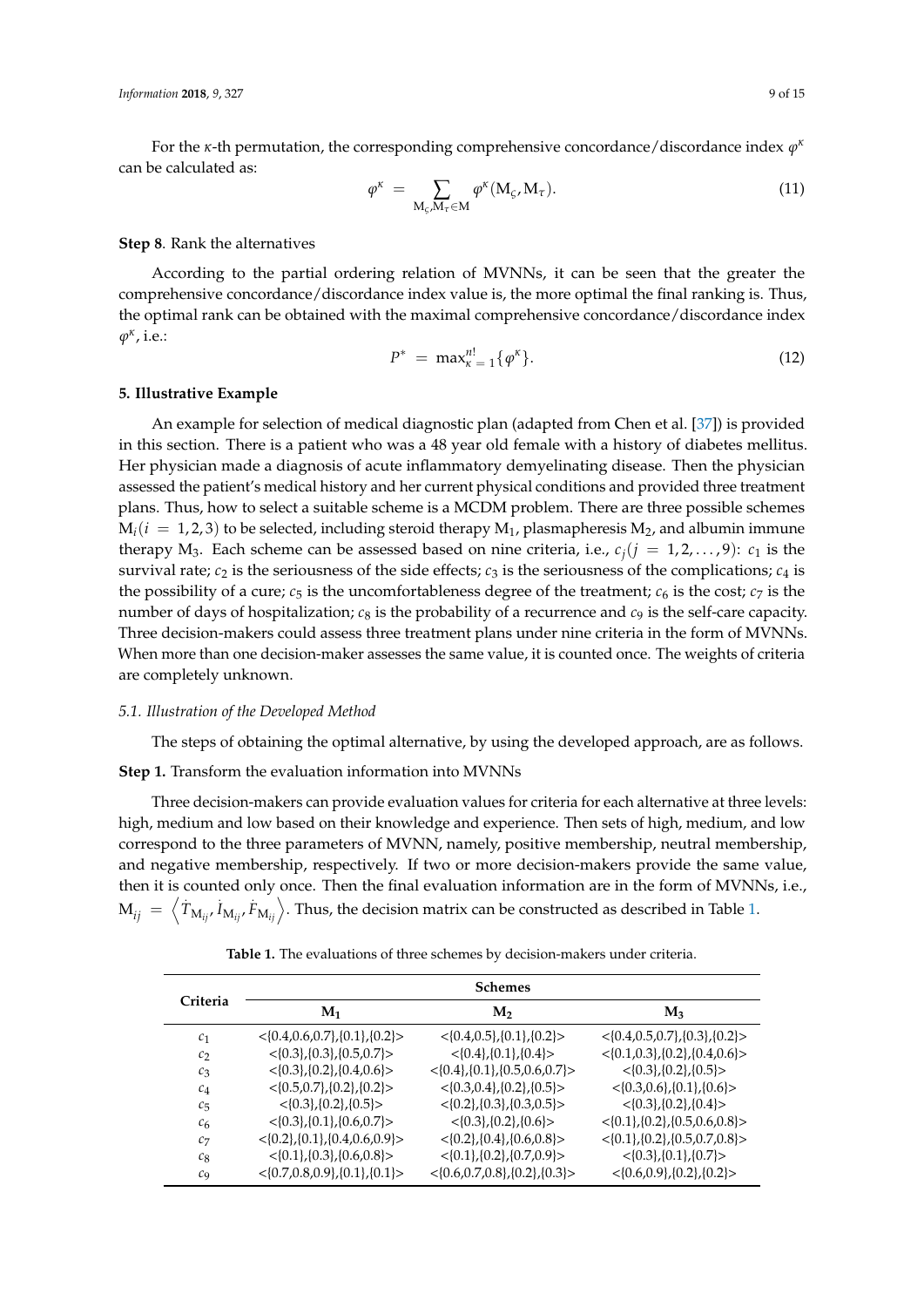For the $\kappa$-th permutation, the corresponding comprehensive concordance/discordance index $\varphi^{\kappa}$ can be calculated as:

$$\varphi^{\kappa} = \sum_{\mathrm{M}_{\varsigma},\mathrm{M}_{\tau} \in \mathrm{M}} \varphi^{\kappa}(\mathrm{M}_{\varsigma}, \mathrm{M}_{\tau}). \tag{11}$$

**Step 8**. Rank the alternatives

According to the partial ordering relation of MVNNs, it can be seen that the greater the comprehensive concordance/discordance index value is, the more optimal the final ranking is. Thus, the optimal rank can be obtained with the maximal comprehensive concordance/discordance index $\varphi^{\kappa}$, i.e.:

$$P^{*} = \max_{\kappa=1}^{n!}\{\varphi^{\kappa}\}. \tag{12}$$

## 5. Illustrative Example

An example for selection of medical diagnostic plan (adapted from Chen et al. [37]) is provided in this section. There is a patient who was a 48 year old female with a history of diabetes mellitus. Her physician made a diagnosis of acute inflammatory demyelinating disease. Then the physician assessed the patient's medical history and her current physical conditions and provided three treatment plans. Thus, how to select a suitable scheme is a MCDM problem. There are three possible schemes $\mathrm{M}_i (i = 1,2,3)$ to be selected, including steroid therapy $\mathrm{M}_1$, plasmapheresis $\mathrm{M}_2$, and albumin immune therapy $\mathrm{M}_3$. Each scheme can be assessed based on nine criteria, i.e., $c_j (j = 1,2,\ldots,9)$: $c_1$ is the survival rate; $c_2$ is the seriousness of the side effects; $c_3$ is the seriousness of the complications; $c_4$ is the possibility of a cure; $c_5$ is the uncomfortableness degree of the treatment; $c_6$ is the cost; $c_7$ is the number of days of hospitalization; $c_8$ is the probability of a recurrence and $c_9$ is the self-care capacity. Three decision-makers could assess three treatment plans under nine criteria in the form of MVNNs. When more than one decision-maker assesses the same value, it is counted once. The weights of criteria are completely unknown.

### 5.1. Illustration of the Developed Method

The steps of obtaining the optimal alternative, by using the developed approach, are as follows.

**Step 1.** Transform the evaluation information into MVNNs

Three decision-makers can provide evaluation values for criteria for each alternative at three levels: high, medium and low based on their knowledge and experience. Then sets of high, medium, and low correspond to the three parameters of MVNN, namely, positive membership, neutral membership, and negative membership, respectively. If two or more decision-makers provide the same value, then it is counted only once. Then the final evaluation information are in the form of MVNNs, i.e., $\mathrm{M}_{ij} = \left\langle \dot{T}_{\mathrm{M}_{ij}}, \dot{I}_{\mathrm{M}_{ij}}, \dot{F}_{\mathrm{M}_{ij}} \right\rangle$. Thus, the decision matrix can be constructed as described in Table 1.

**Table 1.** The evaluations of three schemes by decision-makers under criteria.

| Criteria | Schemes | | |
|---|---|---|---|
| | $\mathrm{M}_1$ | $\mathrm{M}_2$ | $\mathrm{M}_3$ |
| $c_1$ | <{0.4,0.6,0.7},{0.1},{0.2}> | <{0.4,0.5},{0.1},{0.2}> | <{0.4,0.5,0.7},{0.3},{0.2}> |
| $c_2$ | <{0.3},{0.3},{0.5,0.7}> | <{0.4},{0.1},{0.4}> | <{0.1,0.3},{0.2},{0.4,0.6}> |
| $c_3$ | <{0.3},{0.2},{0.4,0.6}> | <{0.4},{0.1},{0.5,0.6,0.7}> | <{0.3},{0.2},{0.5}> |
| $c_4$ | <{0.5,0.7},{0.2},{0.2}> | <{0.3,0.4},{0.2},{0.5}> | <{0.3,0.6},{0.1},{0.6}> |
| $c_5$ | <{0.3},{0.2},{0.5}> | <{0.2},{0.3},{0.3,0.5}> | <{0.3},{0.2},{0.4}> |
| $c_6$ | <{0.3},{0.1},{0.6,0.7}> | <{0.3},{0.2},{0.6}> | <{0.1},{0.2},{0.5,0.6,0.8}> |
| $c_7$ | <{0.2},{0.1},{0.4,0.6,0.9}> | <{0.2},{0.4},{0.6,0.8}> | <{0.1},{0.2},{0.5,0.7,0.8}> |
| $c_8$ | <{0.1},{0.3},{0.6,0.8}> | <{0.1},{0.2},{0.7,0.9}> | <{0.3},{0.1},{0.7}> |
| $c_9$ | <{0.7,0.8,0.9},{0.1},{0.1}> | <{0.6,0.7,0.8},{0.2},{0.3}> | <{0.6,0.9},{0.2},{0.2}> |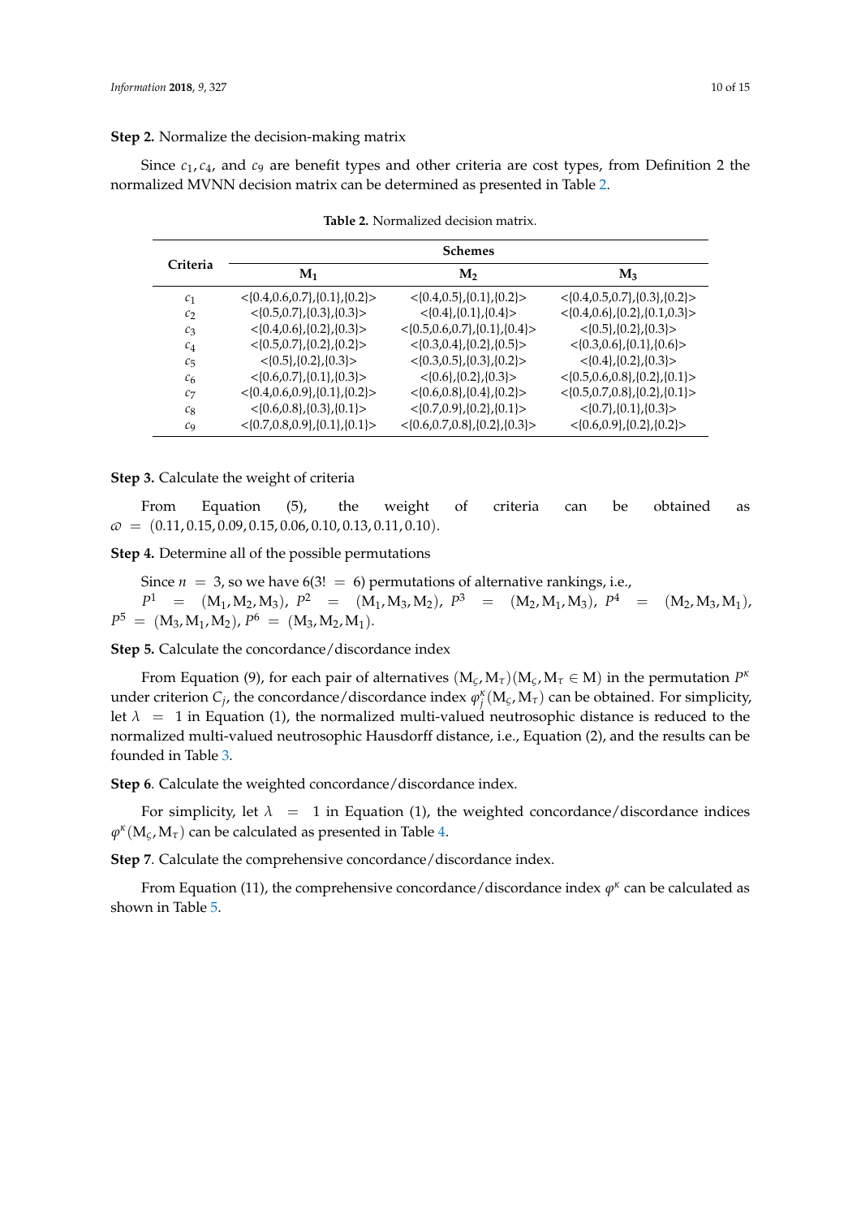**Step 2.** Normalize the decision-making matrix

Since $c_1, c_4$, and $c_9$ are benefit types and other criteria are cost types, from Definition 2 the normalized MVNN decision matrix can be determined as presented in Table 2.

**Table 2.** Normalized decision matrix.

| Criteria | Schemes | | |
|---|---|---|---|
| | $M_1$ | $M_2$ | $M_3$ |
| $c_1$ | <{0.4,0.6,0.7},{0.1},{0.2}> | <{0.4,0.5},{0.1},{0.2}> | <{0.4,0.5,0.7},{0.3},{0.2}> |
| $c_2$ | <{0.5,0.7},{0.3},{0.3}> | <{0.4},{0.1},{0.4}> | <{0.4,0.6},{0.2},{0.1,0.3}> |
| $c_3$ | <{0.4,0.6},{0.2},{0.3}> | <{0.5,0.6,0.7},{0.1},{0.4}> | <{0.5},{0.2},{0.3}> |
| $c_4$ | <{0.5,0.7},{0.2},{0.2}> | <{0.3,0.4},{0.2},{0.5}> | <{0.3,0.6},{0.1},{0.6}> |
| $c_5$ | <{0.5},{0.2},{0.3}> | <{0.3,0.5},{0.3},{0.2}> | <{0.4},{0.2},{0.3}> |
| $c_6$ | <{0.6,0.7},{0.1},{0.3}> | <{0.6},{0.2},{0.3}> | <{0.5,0.6,0.8},{0.2},{0.1}> |
| $c_7$ | <{0.4,0.6,0.9},{0.1},{0.2}> | <{0.6,0.8},{0.4},{0.2}> | <{0.5,0.7,0.8},{0.2},{0.1}> |
| $c_8$ | <{0.6,0.8},{0.3},{0.1}> | <{0.7,0.9},{0.2},{0.1}> | <{0.7},{0.1},{0.3}> |
| $c_9$ | <{0.7,0.8,0.9},{0.1},{0.1}> | <{0.6,0.7,0.8},{0.2},{0.3}> | <{0.6,0.9},{0.2},{0.2}> |

**Step 3.** Calculate the weight of criteria

From Equation (5), the weight of criteria can be obtained as $\varpi = (0.11, 0.15, 0.09, 0.15, 0.06, 0.10, 0.13, 0.11, 0.10)$.

**Step 4.** Determine all of the possible permutations

Since $n = 3$, so we have $6(3! = 6)$ permutations of alternative rankings, i.e., $P^1 = (M_1, M_2, M_3)$, $P^2 = (M_1, M_3, M_2)$, $P^3 = (M_2, M_1, M_3)$, $P^4 = (M_2, M_3, M_1)$, $P^5 = (M_3, M_1, M_2)$, $P^6 = (M_3, M_2, M_1)$.

**Step 5.** Calculate the concordance/discordance index

From Equation (9), for each pair of alternatives $(M_\varsigma, M_\tau)(M_\varsigma, M_\tau \in M)$ in the permutation $P^\kappa$ under criterion $C_j$, the concordance/discordance index $\varphi_j^\kappa(M_\varsigma, M_\tau)$ can be obtained. For simplicity, let $\lambda = 1$ in Equation (1), the normalized multi-valued neutrosophic distance is reduced to the normalized multi-valued neutrosophic Hausdorff distance, i.e., Equation (2), and the results can be founded in Table 3.

**Step 6**. Calculate the weighted concordance/discordance index.

For simplicity, let $\lambda = 1$ in Equation (1), the weighted concordance/discordance indices $\varphi^\kappa(M_\varsigma, M_\tau)$ can be calculated as presented in Table 4.

**Step 7**. Calculate the comprehensive concordance/discordance index.

From Equation (11), the comprehensive concordance/discordance index $\varphi^\kappa$ can be calculated as shown in Table 5.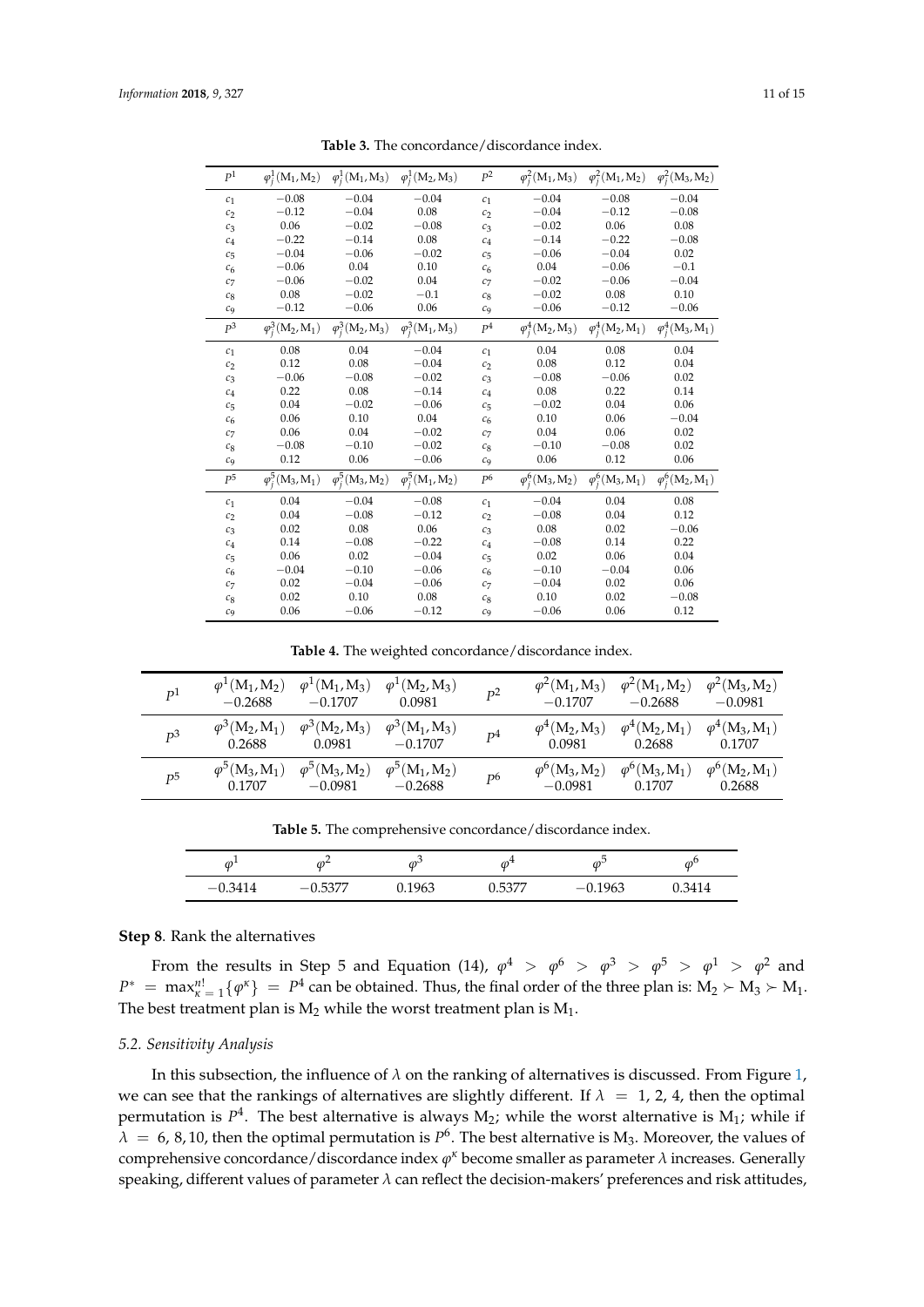**Table 3.** The concordance/discordance index.

| $P^1$ | $\varphi_j^1(M_1,M_2)$ | $\varphi_j^1(M_1,M_3)$ | $\varphi_j^1(M_2,M_3)$ | $P^2$ | $\varphi_j^2(M_1,M_3)$ | $\varphi_j^2(M_1,M_2)$ | $\varphi_j^2(M_3,M_2)$ |
|---|---|---|---|---|---|---|---|
| $c_1$ | −0.08 | −0.04 | −0.04 | $c_1$ | −0.04 | −0.08 | −0.04 |
| $c_2$ | −0.12 | −0.04 | 0.08 | $c_2$ | −0.04 | −0.12 | −0.08 |
| $c_3$ | 0.06 | −0.02 | −0.08 | $c_3$ | −0.02 | 0.06 | 0.08 |
| $c_4$ | −0.22 | −0.14 | 0.08 | $c_4$ | −0.14 | −0.22 | −0.08 |
| $c_5$ | −0.04 | −0.06 | −0.02 | $c_5$ | −0.06 | −0.04 | 0.02 |
| $c_6$ | −0.06 | 0.04 | 0.10 | $c_6$ | 0.04 | −0.06 | −0.1 |
| $c_7$ | −0.06 | −0.02 | 0.04 | $c_7$ | −0.02 | −0.06 | −0.04 |
| $c_8$ | 0.08 | −0.02 | −0.1 | $c_8$ | −0.02 | 0.08 | 0.10 |
| $c_9$ | −0.12 | −0.06 | 0.06 | $c_9$ | −0.06 | −0.12 | −0.06 |
| $P^3$ | $\varphi_j^3(M_2,M_1)$ | $\varphi_j^3(M_2,M_3)$ | $\varphi_j^3(M_1,M_3)$ | $P^4$ | $\varphi_j^4(M_2,M_3)$ | $\varphi_j^4(M_2,M_1)$ | $\varphi_j^4(M_3,M_1)$ |
| $c_1$ | 0.08 | 0.04 | −0.04 | $c_1$ | 0.04 | 0.08 | 0.04 |
| $c_2$ | 0.12 | 0.08 | −0.04 | $c_2$ | 0.08 | 0.12 | 0.04 |
| $c_3$ | −0.06 | −0.08 | −0.02 | $c_3$ | −0.08 | −0.06 | 0.02 |
| $c_4$ | 0.22 | 0.08 | −0.14 | $c_4$ | 0.08 | 0.22 | 0.14 |
| $c_5$ | 0.04 | −0.02 | −0.06 | $c_5$ | −0.02 | 0.04 | 0.06 |
| $c_6$ | 0.06 | 0.10 | 0.04 | $c_6$ | 0.10 | 0.06 | −0.04 |
| $c_7$ | 0.06 | 0.04 | −0.02 | $c_7$ | 0.04 | 0.06 | 0.02 |
| $c_8$ | −0.08 | −0.10 | −0.02 | $c_8$ | −0.10 | −0.08 | 0.02 |
| $c_9$ | 0.12 | 0.06 | −0.06 | $c_9$ | 0.06 | 0.12 | 0.06 |
| $P^5$ | $\varphi_j^5(M_3,M_1)$ | $\varphi_j^5(M_3,M_2)$ | $\varphi_j^5(M_1,M_2)$ | $P^6$ | $\varphi_j^6(M_3,M_2)$ | $\varphi_j^6(M_3,M_1)$ | $\varphi_j^6(M_2,M_1)$ |
| $c_1$ | 0.04 | −0.04 | −0.08 | $c_1$ | −0.04 | 0.04 | 0.08 |
| $c_2$ | 0.04 | −0.08 | −0.12 | $c_2$ | −0.08 | 0.04 | 0.12 |
| $c_3$ | 0.02 | 0.08 | 0.06 | $c_3$ | 0.08 | 0.02 | −0.06 |
| $c_4$ | 0.14 | −0.08 | −0.22 | $c_4$ | −0.08 | 0.14 | 0.22 |
| $c_5$ | 0.06 | 0.02 | −0.04 | $c_5$ | 0.02 | 0.06 | 0.04 |
| $c_6$ | −0.04 | −0.10 | −0.06 | $c_6$ | −0.10 | −0.04 | 0.06 |
| $c_7$ | 0.02 | −0.04 | −0.06 | $c_7$ | −0.04 | 0.02 | 0.06 |
| $c_8$ | 0.02 | 0.10 | 0.08 | $c_8$ | 0.10 | 0.02 | −0.08 |
| $c_9$ | 0.06 | −0.06 | −0.12 | $c_9$ | −0.06 | 0.06 | 0.12 |

**Table 4.** The weighted concordance/discordance index.

| $P^1$ | $\varphi^1(M_1,M_2)$ −0.2688 | $\varphi^1(M_1,M_3)$ −0.1707 | $\varphi^1(M_2,M_3)$ 0.0981 | $P^2$ | $\varphi^2(M_1,M_3)$ −0.1707 | $\varphi^2(M_1,M_2)$ −0.2688 | $\varphi^2(M_3,M_2)$ −0.0981 |
|---|---|---|---|---|---|---|---|
| $P^3$ | $\varphi^3(M_2,M_1)$ 0.2688 | $\varphi^3(M_2,M_3)$ 0.0981 | $\varphi^3(M_1,M_3)$ −0.1707 | $P^4$ | $\varphi^4(M_2,M_3)$ 0.0981 | $\varphi^4(M_2,M_1)$ 0.2688 | $\varphi^4(M_3,M_1)$ 0.1707 |
| $P^5$ | $\varphi^5(M_3,M_1)$ 0.1707 | $\varphi^5(M_3,M_2)$ −0.0981 | $\varphi^5(M_1,M_2)$ −0.2688 | $P^6$ | $\varphi^6(M_3,M_2)$ −0.0981 | $\varphi^6(M_3,M_1)$ 0.1707 | $\varphi^6(M_2,M_1)$ 0.2688 |

**Table 5.** The comprehensive concordance/discordance index.

| $\varphi^1$ | $\varphi^2$ | $\varphi^3$ | $\varphi^4$ | $\varphi^5$ | $\varphi^6$ |
|---|---|---|---|---|---|
| −0.3414 | −0.5377 | 0.1963 | 0.5377 | −0.1963 | 0.3414 |

**Step 8**. Rank the alternatives

From the results in Step 5 and Equation (14), $\varphi^4 > \varphi^6 > \varphi^3 > \varphi^5 > \varphi^1 > \varphi^2$ and $P^* = \max_{\kappa=1}^{n!}\{\varphi^\kappa\} = P^4$ can be obtained. Thus, the final order of the three plan is: $M_2 \succ M_3 \succ M_1$. The best treatment plan is $M_2$ while the worst treatment plan is $M_1$.

### *5.2. Sensitivity Analysis*

In this subsection, the influence of $\lambda$ on the ranking of alternatives is discussed. From Figure 1, we can see that the rankings of alternatives are slightly different. If $\lambda = 1, 2, 4$, then the optimal permutation is $P^4$. The best alternative is always $M_2$; while the worst alternative is $M_1$; while if $\lambda = 6, 8, 10$, then the optimal permutation is $P^6$. The best alternative is $M_3$. Moreover, the values of comprehensive concordance/discordance index $\varphi^\kappa$ become smaller as parameter $\lambda$ increases. Generally speaking, different values of parameter $\lambda$ can reflect the decision-makers' preferences and risk attitudes,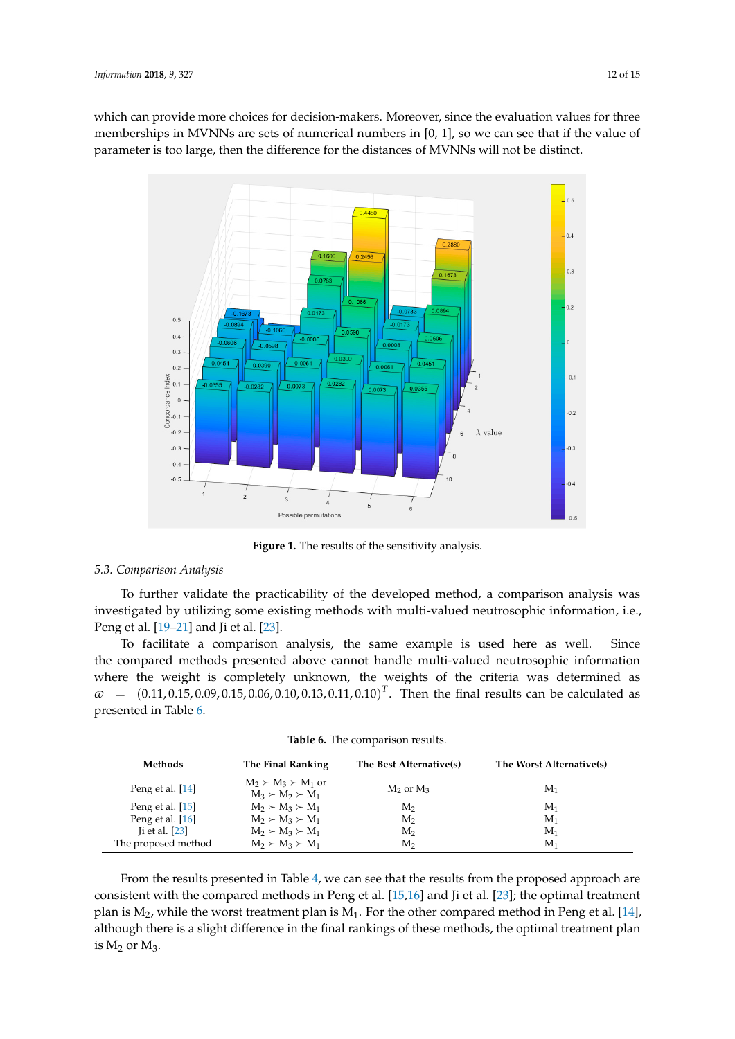which can provide more choices for decision-makers. Moreover, since the evaluation values for three memberships in MVNNs are sets of numerical numbers in [0, 1], so we can see that if the value of parameter is too large, then the difference for the distances of MVNNs will not be distinct.

**Figure 1.** The results of the sensitivity analysis.

### *5.3. Comparison Analysis*

To further validate the practicability of the developed method, a comparison analysis was investigated by utilizing some existing methods with multi-valued neutrosophic information, i.e., Peng et al. [19–21] and Ji et al. [23].

To facilitate a comparison analysis, the same example is used here as well. Since the compared methods presented above cannot handle multi-valued neutrosophic information where the weight is completely unknown, the weights of the criteria was determined as $\varpi = (0.11, 0.15, 0.09, 0.15, 0.06, 0.10, 0.13, 0.11, 0.10)^T$. Then the final results can be calculated as presented in Table 6.

**Table 6.** The comparison results.

| Methods | The Final Ranking | The Best Alternative(s) | The Worst Alternative(s) |
|---|---|---|---|
| Peng et al. [14] | $M_2 \succ M_3 \succ M_1$ or $M_3 \succ M_2 \succ M_1$ | $M_2$ or $M_3$ | $M_1$ |
| Peng et al. [15] | $M_2 \succ M_3 \succ M_1$ | $M_2$ | $M_1$ |
| Peng et al. [16] | $M_2 \succ M_3 \succ M_1$ | $M_2$ | $M_1$ |
| Ji et al. [23] | $M_2 \succ M_3 \succ M_1$ | $M_2$ | $M_1$ |
| The proposed method | $M_2 \succ M_3 \succ M_1$ | $M_2$ | $M_1$ |

From the results presented in Table 4, we can see that the results from the proposed approach are consistent with the compared methods in Peng et al. [15,16] and Ji et al. [23]; the optimal treatment plan is $M_2$, while the worst treatment plan is $M_1$. For the other compared method in Peng et al. [14], although there is a slight difference in the final rankings of these methods, the optimal treatment plan is $M_2$ or $M_3$.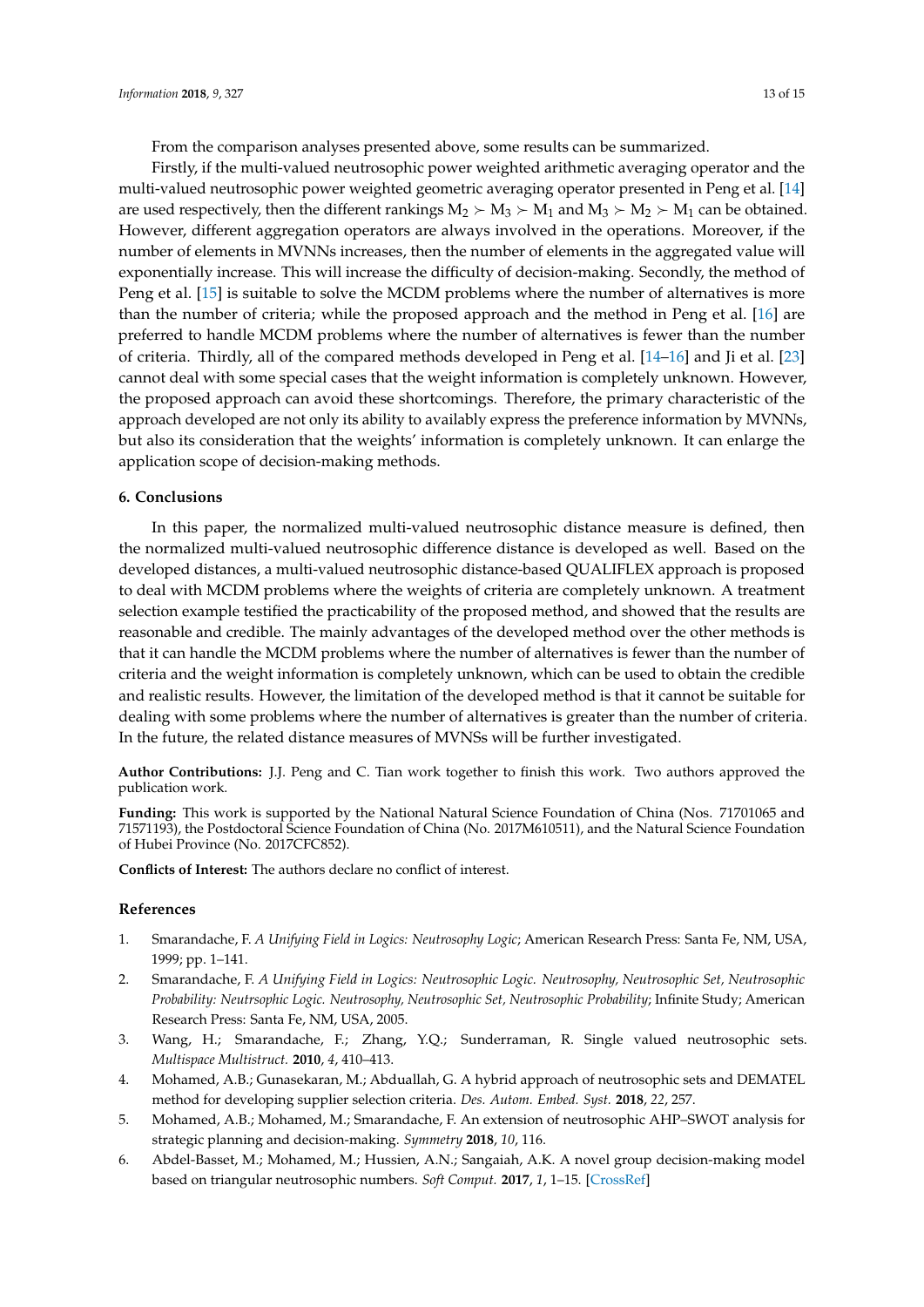From the comparison analyses presented above, some results can be summarized.

Firstly, if the multi-valued neutrosophic power weighted arithmetic averaging operator and the multi-valued neutrosophic power weighted geometric averaging operator presented in Peng et al. [14] are used respectively, then the different rankings $M_2 \succ M_3 \succ M_1$ and $M_3 \succ M_2 \succ M_1$ can be obtained. However, different aggregation operators are always involved in the operations. Moreover, if the number of elements in MVNNs increases, then the number of elements in the aggregated value will exponentially increase. This will increase the difficulty of decision-making. Secondly, the method of Peng et al. [15] is suitable to solve the MCDM problems where the number of alternatives is more than the number of criteria; while the proposed approach and the method in Peng et al. [16] are preferred to handle MCDM problems where the number of alternatives is fewer than the number of criteria. Thirdly, all of the compared methods developed in Peng et al. [14–16] and Ji et al. [23] cannot deal with some special cases that the weight information is completely unknown. However, the proposed approach can avoid these shortcomings. Therefore, the primary characteristic of the approach developed are not only its ability to availably express the preference information by MVNNs, but also its consideration that the weights' information is completely unknown. It can enlarge the application scope of decision-making methods.

## 6. Conclusions

In this paper, the normalized multi-valued neutrosophic distance measure is defined, then the normalized multi-valued neutrosophic difference distance is developed as well. Based on the developed distances, a multi-valued neutrosophic distance-based QUALIFLEX approach is proposed to deal with MCDM problems where the weights of criteria are completely unknown. A treatment selection example testified the practicability of the proposed method, and showed that the results are reasonable and credible. The mainly advantages of the developed method over the other methods is that it can handle the MCDM problems where the number of alternatives is fewer than the number of criteria and the weight information is completely unknown, which can be used to obtain the credible and realistic results. However, the limitation of the developed method is that it cannot be suitable for dealing with some problems where the number of alternatives is greater than the number of criteria. In the future, the related distance measures of MVNSs will be further investigated.

**Author Contributions:** J.J. Peng and C. Tian work together to finish this work. Two authors approved the publication work.

**Funding:** This work is supported by the National Natural Science Foundation of China (Nos. 71701065 and 71571193), the Postdoctoral Science Foundation of China (No. 2017M610511), and the Natural Science Foundation of Hubei Province (No. 2017CFC852).

**Conflicts of Interest:** The authors declare no conflict of interest.

## References

1. Smarandache, F. *A Unifying Field in Logics: Neutrosophy Logic*; American Research Press: Santa Fe, NM, USA, 1999; pp. 1–141.
2. Smarandache, F. *A Unifying Field in Logics: Neutrosophic Logic. Neutrosophy, Neutrosophic Set, Neutrosophic Probability: Neutrsophic Logic. Neutrosophy, Neutrosophic Set, Neutrosophic Probability*; Infinite Study; American Research Press: Santa Fe, NM, USA, 2005.
3. Wang, H.; Smarandache, F.; Zhang, Y.Q.; Sunderraman, R. Single valued neutrosophic sets. *Multispace Multistruct.* **2010**, *4*, 410–413.
4. Mohamed, A.B.; Gunasekaran, M.; Abduallah, G. A hybrid approach of neutrosophic sets and DEMATEL method for developing supplier selection criteria. *Des. Autom. Embed. Syst.* **2018**, *22*, 257.
5. Mohamed, A.B.; Mohamed, M.; Smarandache, F. An extension of neutrosophic AHP–SWOT analysis for strategic planning and decision-making. *Symmetry* **2018**, *10*, 116.
6. Abdel-Basset, M.; Mohamed, M.; Hussien, A.N.; Sangaiah, A.K. A novel group decision-making model based on triangular neutrosophic numbers. *Soft Comput.* **2017**, *1*, 1–15. [CrossRef]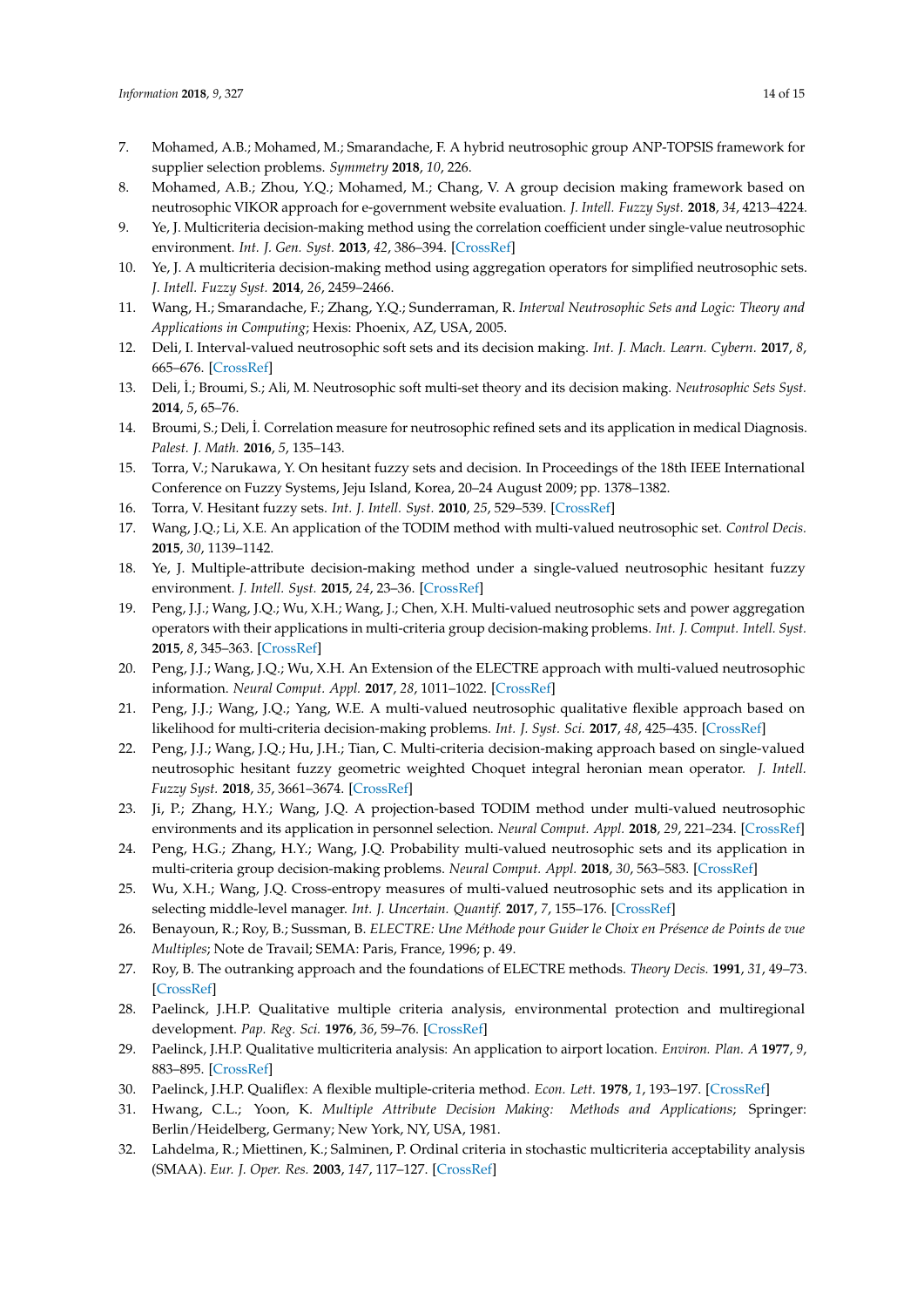7. Mohamed, A.B.; Mohamed, M.; Smarandache, F. A hybrid neutrosophic group ANP-TOPSIS framework for supplier selection problems. *Symmetry* **2018**, *10*, 226.
8. Mohamed, A.B.; Zhou, Y.Q.; Mohamed, M.; Chang, V. A group decision making framework based on neutrosophic VIKOR approach for e-government website evaluation. *J. Intell. Fuzzy Syst.* **2018**, *34*, 4213–4224.
9. Ye, J. Multicriteria decision-making method using the correlation coefficient under single-value neutrosophic environment. *Int. J. Gen. Syst.* **2013**, *42*, 386–394. [CrossRef]
10. Ye, J. A multicriteria decision-making method using aggregation operators for simplified neutrosophic sets. *J. Intell. Fuzzy Syst.* **2014**, *26*, 2459–2466.
11. Wang, H.; Smarandache, F.; Zhang, Y.Q.; Sunderraman, R. *Interval Neutrosophic Sets and Logic: Theory and Applications in Computing*; Hexis: Phoenix, AZ, USA, 2005.
12. Deli, I. Interval-valued neutrosophic soft sets and its decision making. *Int. J. Mach. Learn. Cybern.* **2017**, *8*, 665–676. [CrossRef]
13. Deli, İ.; Broumi, S.; Ali, M. Neutrosophic soft multi-set theory and its decision making. *Neutrosophic Sets Syst.* **2014**, *5*, 65–76.
14. Broumi, S.; Deli, İ. Correlation measure for neutrosophic refined sets and its application in medical Diagnosis. *Palest. J. Math.* **2016**, *5*, 135–143.
15. Torra, V.; Narukawa, Y. On hesitant fuzzy sets and decision. In Proceedings of the 18th IEEE International Conference on Fuzzy Systems, Jeju Island, Korea, 20–24 August 2009; pp. 1378–1382.
16. Torra, V. Hesitant fuzzy sets. *Int. J. Intell. Syst.* **2010**, *25*, 529–539. [CrossRef]
17. Wang, J.Q.; Li, X.E. An application of the TODIM method with multi-valued neutrosophic set. *Control Decis.* **2015**, *30*, 1139–1142.
18. Ye, J. Multiple-attribute decision-making method under a single-valued neutrosophic hesitant fuzzy environment. *J. Intell. Syst.* **2015**, *24*, 23–36. [CrossRef]
19. Peng, J.J.; Wang, J.Q.; Wu, X.H.; Wang, J.; Chen, X.H. Multi-valued neutrosophic sets and power aggregation operators with their applications in multi-criteria group decision-making problems. *Int. J. Comput. Intell. Syst.* **2015**, *8*, 345–363. [CrossRef]
20. Peng, J.J.; Wang, J.Q.; Wu, X.H. An Extension of the ELECTRE approach with multi-valued neutrosophic information. *Neural Comput. Appl.* **2017**, *28*, 1011–1022. [CrossRef]
21. Peng, J.J.; Wang, J.Q.; Yang, W.E. A multi-valued neutrosophic qualitative flexible approach based on likelihood for multi-criteria decision-making problems. *Int. J. Syst. Sci.* **2017**, *48*, 425–435. [CrossRef]
22. Peng, J.J.; Wang, J.Q.; Hu, J.H.; Tian, C. Multi-criteria decision-making approach based on single-valued neutrosophic hesitant fuzzy geometric weighted Choquet integral heronian mean operator. *J. Intell. Fuzzy Syst.* **2018**, *35*, 3661–3674. [CrossRef]
23. Ji, P.; Zhang, H.Y.; Wang, J.Q. A projection-based TODIM method under multi-valued neutrosophic environments and its application in personnel selection. *Neural Comput. Appl.* **2018**, *29*, 221–234. [CrossRef]
24. Peng, H.G.; Zhang, H.Y.; Wang, J.Q. Probability multi-valued neutrosophic sets and its application in multi-criteria group decision-making problems. *Neural Comput. Appl.* **2018**, *30*, 563–583. [CrossRef]
25. Wu, X.H.; Wang, J.Q. Cross-entropy measures of multi-valued neutrosophic sets and its application in selecting middle-level manager. *Int. J. Uncertain. Quantif.* **2017**, *7*, 155–176. [CrossRef]
26. Benayoun, R.; Roy, B.; Sussman, B. *ELECTRE: Une Méthode pour Guider le Choix en Présence de Points de vue Multiples*; Note de Travail; SEMA: Paris, France, 1996; p. 49.
27. Roy, B. The outranking approach and the foundations of ELECTRE methods. *Theory Decis.* **1991**, *31*, 49–73. [CrossRef]
28. Paelinck, J.H.P. Qualitative multiple criteria analysis, environmental protection and multiregional development. *Pap. Reg. Sci.* **1976**, *36*, 59–76. [CrossRef]
29. Paelinck, J.H.P. Qualitative multicriteria analysis: An application to airport location. *Environ. Plan. A* **1977**, *9*, 883–895. [CrossRef]
30. Paelinck, J.H.P. Qualiflex: A flexible multiple-criteria method. *Econ. Lett.* **1978**, *1*, 193–197. [CrossRef]
31. Hwang, C.L.; Yoon, K. *Multiple Attribute Decision Making: Methods and Applications*; Springer: Berlin/Heidelberg, Germany; New York, NY, USA, 1981.
32. Lahdelma, R.; Miettinen, K.; Salminen, P. Ordinal criteria in stochastic multicriteria acceptability analysis (SMAA). *Eur. J. Oper. Res.* **2003**, *147*, 117–127. [CrossRef]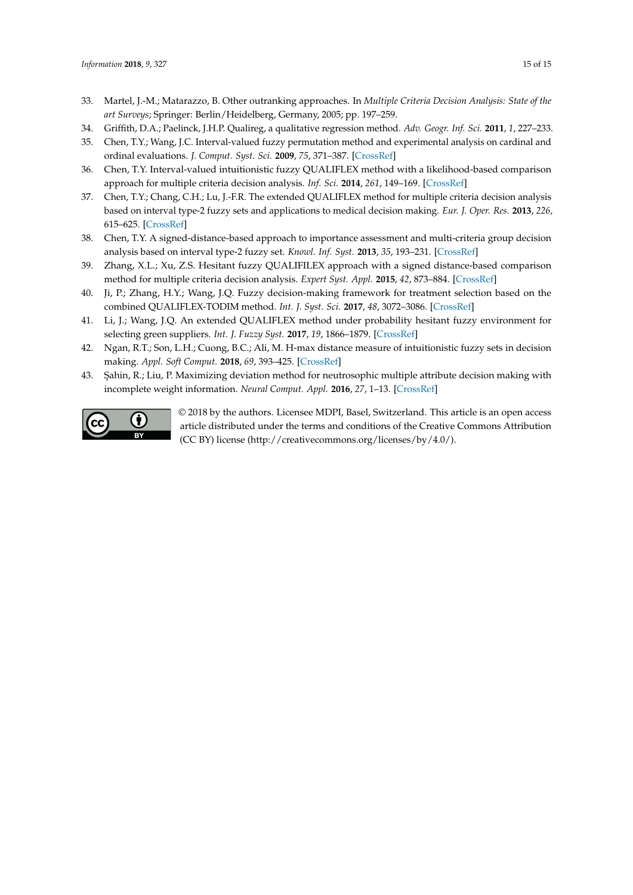33. Martel, J.-M.; Matarazzo, B. Other outranking approaches. In *Multiple Criteria Decision Analysis: State of the art Surveys*; Springer: Berlin/Heidelberg, Germany, 2005; pp. 197–259.
34. Griffith, D.A.; Paelinck, J.H.P. Qualireg, a qualitative regression method. *Adv. Geogr. Inf. Sci.* **2011**, *1*, 227–233.
35. Chen, T.Y.; Wang, J.C. Interval-valued fuzzy permutation method and experimental analysis on cardinal and ordinal evaluations. *J. Comput. Syst. Sci.* **2009**, *75*, 371–387. [CrossRef]
36. Chen, T.Y. Interval-valued intuitionistic fuzzy QUALIFLEX method with a likelihood-based comparison approach for multiple criteria decision analysis. *Inf. Sci.* **2014**, *261*, 149–169. [CrossRef]
37. Chen, T.Y.; Chang, C.H.; Lu, J.-F.R. The extended QUALIFLEX method for multiple criteria decision analysis based on interval type-2 fuzzy sets and applications to medical decision making. *Eur. J. Oper. Res.* **2013**, *226*, 615–625. [CrossRef]
38. Chen, T.Y. A signed-distance-based approach to importance assessment and multi-criteria group decision analysis based on interval type-2 fuzzy set. *Knowl. Inf. Syst.* **2013**, *35*, 193–231. [CrossRef]
39. Zhang, X.L.; Xu, Z.S. Hesitant fuzzy QUALIFILEX approach with a signed distance-based comparison method for multiple criteria decision analysis. *Expert Syst. Appl.* **2015**, *42*, 873–884. [CrossRef]
40. Ji, P.; Zhang, H.Y.; Wang, J.Q. Fuzzy decision-making framework for treatment selection based on the combined QUALIFLEX-TODIM method. *Int. J. Syst. Sci.* **2017**, *48*, 3072–3086. [CrossRef]
41. Li, J.; Wang, J.Q. An extended QUALIFLEX method under probability hesitant fuzzy environment for selecting green suppliers. *Int. J. Fuzzy Syst.* **2017**, *19*, 1866–1879. [CrossRef]
42. Ngan, R.T.; Son, L.H.; Cuong, B.C.; Ali, M. H-max distance measure of intuitionistic fuzzy sets in decision making. *Appl. Soft Comput.* **2018**, *69*, 393–425. [CrossRef]
43. Şahin, R.; Liu, P. Maximizing deviation method for neutrosophic multiple attribute decision making with incomplete weight information. *Neural Comput. Appl.* **2016**, *27*, 1–13. [CrossRef]

© 2018 by the authors. Licensee MDPI, Basel, Switzerland. This article is an open access article distributed under the terms and conditions of the Creative Commons Attribution (CC BY) license (http://creativecommons.org/licenses/by/4.0/).